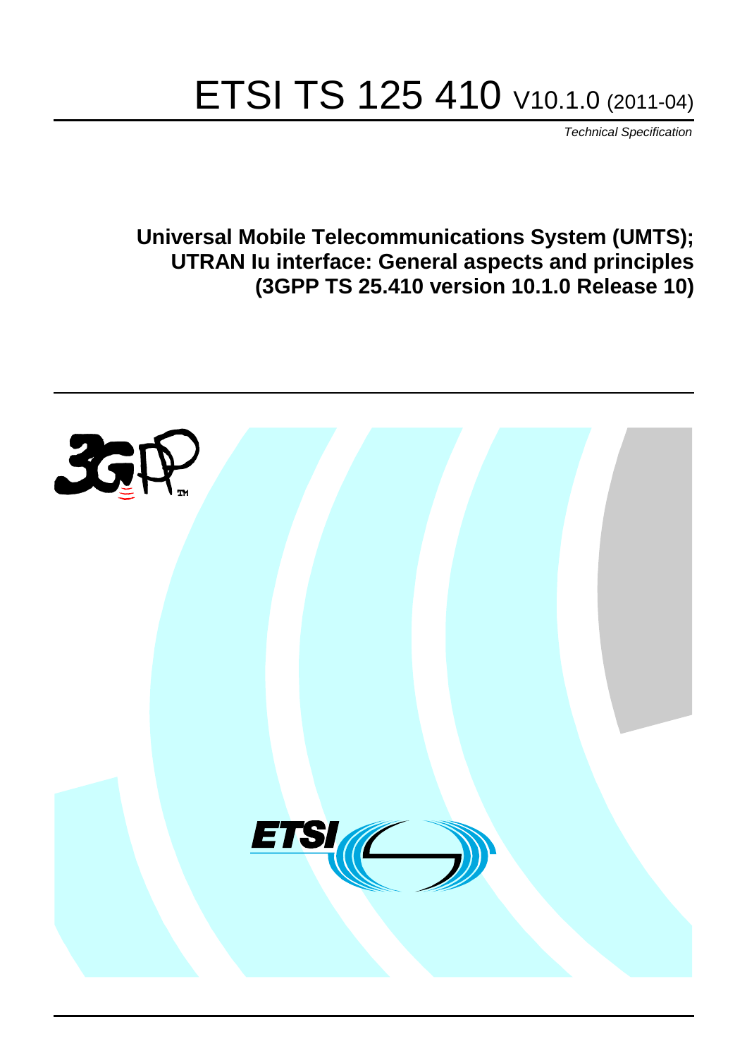# ETSI TS 125 410 V10.1.0 (2011-04)

*Technical Specification*

**Universal Mobile Telecommunications System (UMTS); UTRAN Iu interface: General aspects and principles (3GPP TS 25.410 version 10.1.0 Release 10)**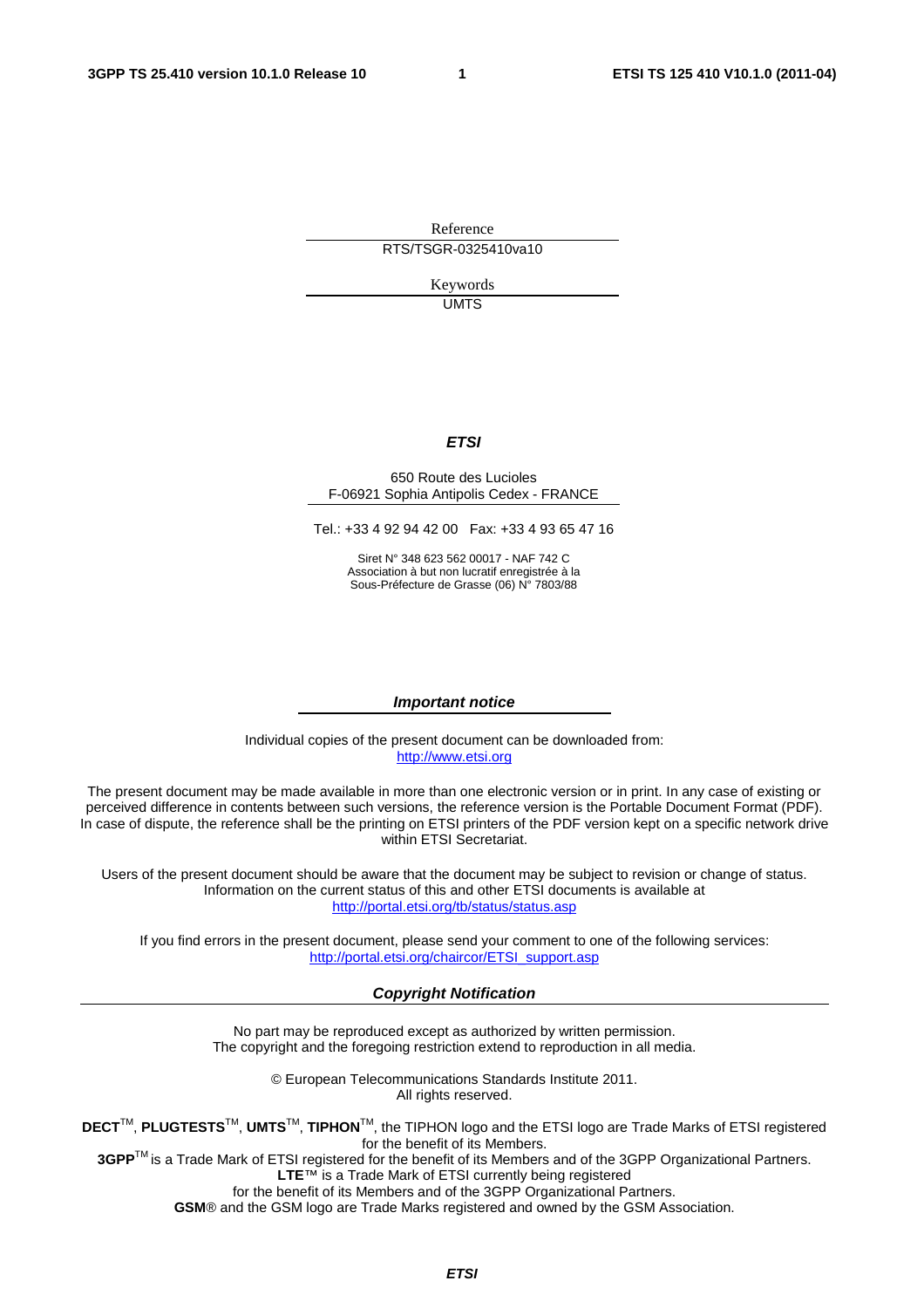Reference

RTS/TSGR-0325410va10

Keywords

UMTS

***ETSI***

650 Route des Lucioles
F-06921 Sophia Antipolis Cedex - FRANCE

Tel.: +33 4 92 94 42 00 Fax: +33 4 93 65 47 16

Siret N° 348 623 562 00017 - NAF 742 C
Association à but non lucratif enregistrée à la
Sous-Préfecture de Grasse (06) N° 7803/88

***Important notice***

Individual copies of the present document can be downloaded from:
http://www.etsi.org

The present document may be made available in more than one electronic version or in print. In any case of existing or perceived difference in contents between such versions, the reference version is the Portable Document Format (PDF). In case of dispute, the reference shall be the printing on ETSI printers of the PDF version kept on a specific network drive within ETSI Secretariat.

Users of the present document should be aware that the document may be subject to revision or change of status. Information on the current status of this and other ETSI documents is available at
http://portal.etsi.org/tb/status/status.asp

If you find errors in the present document, please send your comment to one of the following services:
http://portal.etsi.org/chaircor/ETSI_support.asp

***Copyright Notification***

No part may be reproduced except as authorized by written permission.
The copyright and the foregoing restriction extend to reproduction in all media.

© European Telecommunications Standards Institute 2011.
All rights reserved.

**DECT**™, **PLUGTESTS**™, **UMTS**™, **TIPHON**™, the TIPHON logo and the ETSI logo are Trade Marks of ETSI registered for the benefit of its Members.
**3GPP**™ is a Trade Mark of ETSI registered for the benefit of its Members and of the 3GPP Organizational Partners.
**LTE**™ is a Trade Mark of ETSI currently being registered
for the benefit of its Members and of the 3GPP Organizational Partners.
**GSM**® and the GSM logo are Trade Marks registered and owned by the GSM Association.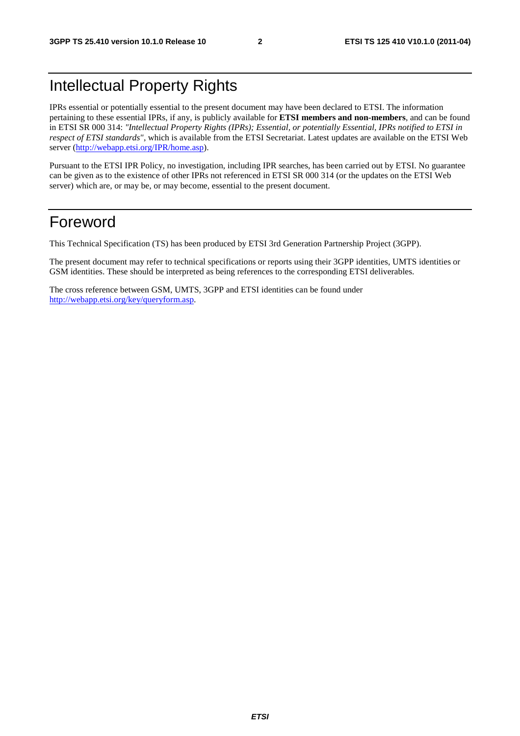# Intellectual Property Rights

IPRs essential or potentially essential to the present document may have been declared to ETSI. The information pertaining to these essential IPRs, if any, is publicly available for **ETSI members and non-members**, and can be found in ETSI SR 000 314: *"Intellectual Property Rights (IPRs); Essential, or potentially Essential, IPRs notified to ETSI in respect of ETSI standards"*, which is available from the ETSI Secretariat. Latest updates are available on the ETSI Web server (http://webapp.etsi.org/IPR/home.asp).

Pursuant to the ETSI IPR Policy, no investigation, including IPR searches, has been carried out by ETSI. No guarantee can be given as to the existence of other IPRs not referenced in ETSI SR 000 314 (or the updates on the ETSI Web server) which are, or may be, or may become, essential to the present document.

# Foreword

This Technical Specification (TS) has been produced by ETSI 3rd Generation Partnership Project (3GPP).

The present document may refer to technical specifications or reports using their 3GPP identities, UMTS identities or GSM identities. These should be interpreted as being references to the corresponding ETSI deliverables.

The cross reference between GSM, UMTS, 3GPP and ETSI identities can be found under http://webapp.etsi.org/key/queryform.asp.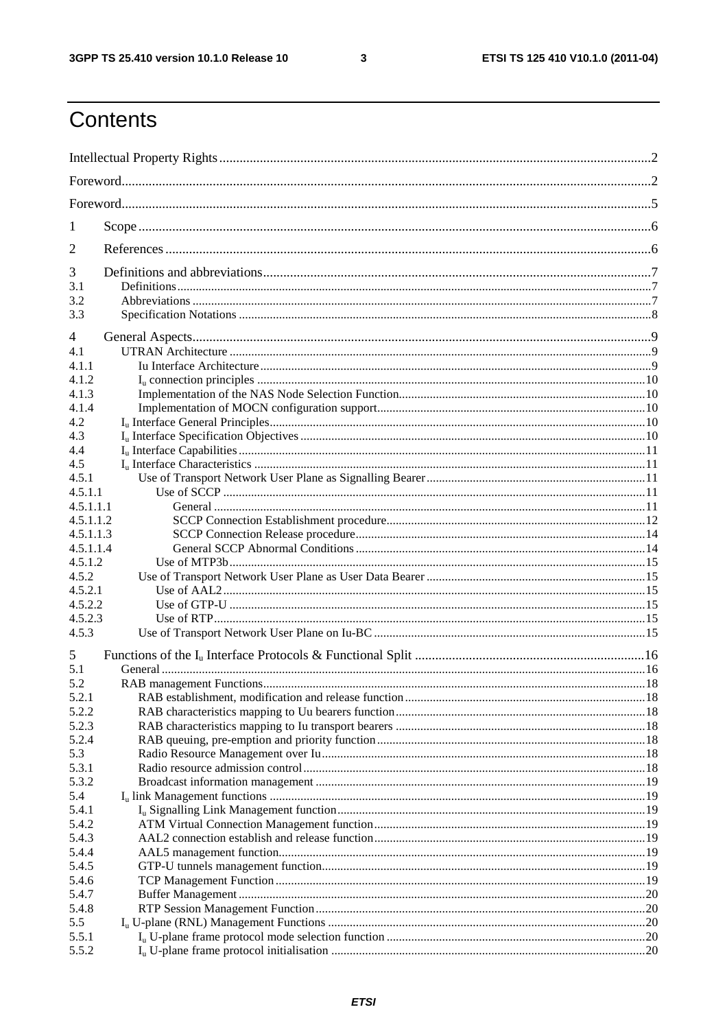# Contents

Intellectual Property Rights ..... 2
Foreword ..... 2
Foreword ..... 5

1 Scope ..... 6

2 References ..... 6

3 Definitions and abbreviations ..... 7
3.1 Definitions ..... 7
3.2 Abbreviations ..... 7
3.3 Specification Notations ..... 8

4 General Aspects ..... 9
4.1 UTRAN Architecture ..... 9
4.1.1 Iu Interface Architecture ..... 9
4.1.2 $I_u$ connection principles ..... 10
4.1.3 Implementation of the NAS Node Selection Function ..... 10
4.1.4 Implementation of MOCN configuration support ..... 10
4.2 $I_u$ Interface General Principles ..... 10
4.3 $I_u$ Interface Specification Objectives ..... 10
4.4 $I_u$ Interface Capabilities ..... 11
4.5 $I_u$ Interface Characteristics ..... 11
4.5.1 Use of Transport Network User Plane as Signalling Bearer ..... 11
4.5.1.1 Use of SCCP ..... 11
4.5.1.1.1 General ..... 11
4.5.1.1.2 SCCP Connection Establishment procedure ..... 12
4.5.1.1.3 SCCP Connection Release procedure ..... 14
4.5.1.1.4 General SCCP Abnormal Conditions ..... 14
4.5.1.2 Use of MTP3b ..... 15
4.5.2 Use of Transport Network User Plane as User Data Bearer ..... 15
4.5.2.1 Use of AAL2 ..... 15
4.5.2.2 Use of GTP-U ..... 15
4.5.2.3 Use of RTP ..... 15
4.5.3 Use of Transport Network User Plane on Iu-BC ..... 15

5 Functions of the $I_u$ Interface Protocols & Functional Split ..... 16
5.1 General ..... 16
5.2 RAB management Functions ..... 18
5.2.1 RAB establishment, modification and release function ..... 18
5.2.2 RAB characteristics mapping to Uu bearers function ..... 18
5.2.3 RAB characteristics mapping to Iu transport bearers ..... 18
5.2.4 RAB queuing, pre-emption and priority function ..... 18
5.3 Radio Resource Management over Iu ..... 18
5.3.1 Radio resource admission control ..... 18
5.3.2 Broadcast information management ..... 19
5.4 $I_u$ link Management functions ..... 19
5.4.1 $I_u$ Signalling Link Management function ..... 19
5.4.2 ATM Virtual Connection Management function ..... 19
5.4.3 AAL2 connection establish and release function ..... 19
5.4.4 AAL5 management function ..... 19
5.4.5 GTP-U tunnels management function ..... 19
5.4.6 TCP Management Function ..... 19
5.4.7 Buffer Management ..... 20
5.4.8 RTP Session Management Function ..... 20
5.5 $I_u$ U-plane (RNL) Management Functions ..... 20
5.5.1 $I_u$ U-plane frame protocol mode selection function ..... 20
5.5.2 $I_u$ U-plane frame protocol initialisation ..... 20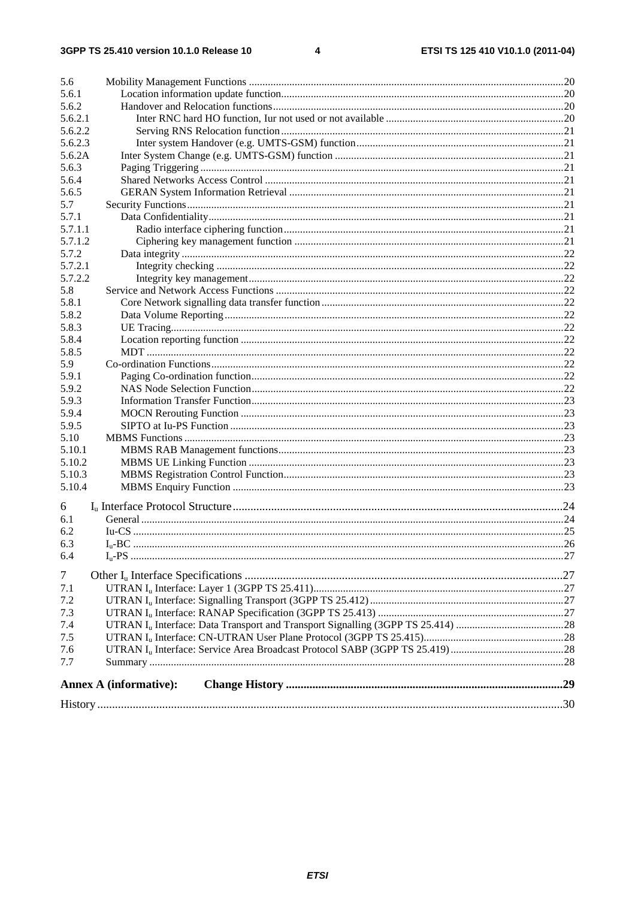5.6 Mobility Management Functions ....................................................................................................................20
5.6.1 Location information update function........................................................................................................20
5.6.2 Handover and Relocation functions...........................................................................................................20
5.6.2.1 Inter RNC hard HO function, Iur not used or not available .................................................................20
5.6.2.2 Serving RNS Relocation function ........................................................................................................21
5.6.2.3 Inter system Handover (e.g. UMTS-GSM) function............................................................................21
5.6.2A Inter System Change (e.g. UMTS-GSM) function ....................................................................................21
5.6.3 Paging Triggering ......................................................................................................................................21
5.6.4 Shared Networks Access Control ..............................................................................................................21
5.6.5 GERAN System Information Retrieval .....................................................................................................21
5.7 Security Functions...........................................................................................................................................21
5.7.1 Data Confidentiality...................................................................................................................................21
5.7.1.1 Radio interface ciphering function.......................................................................................................21
5.7.1.2 Ciphering key management function ...................................................................................................21
5.7.2 Data integrity .............................................................................................................................................22
5.7.2.1 Integrity checking ................................................................................................................................22
5.7.2.2 Integrity key management....................................................................................................................22
5.8 Service and Network Access Functions ..........................................................................................................22
5.8.1 Core Network signalling data transfer function .........................................................................................22
5.8.2 Data Volume Reporting .............................................................................................................................22
5.8.3 UE Tracing.................................................................................................................................................22
5.8.4 Location reporting function .......................................................................................................................22
5.8.5 MDT ..........................................................................................................................................................22
5.9 Co-ordination Functions..................................................................................................................................22
5.9.1 Paging Co-ordination function...................................................................................................................22
5.9.2 NAS Node Selection Function...................................................................................................................22
5.9.3 Information Transfer Function...................................................................................................................23
5.9.4 MOCN Rerouting Function .......................................................................................................................23
5.9.5 SIPTO at Iu-PS Function ...........................................................................................................................23
5.10 MBMS Functions ............................................................................................................................................23
5.10.1 MBMS RAB Management functions.........................................................................................................23
5.10.2 MBMS UE Linking Function ....................................................................................................................23
5.10.3 MBMS Registration Control Function.......................................................................................................23
5.10.4 MBMS Enquiry Function ..........................................................................................................................23

6 $I_u$ Interface Protocol Structure ...............................................................................................................24
6.1 General ............................................................................................................................................................24
6.2 Iu-CS ...............................................................................................................................................................25
6.3 $I_u$-BC ...............................................................................................................................................................26
6.4 $I_u$-PS ...............................................................................................................................................................27

7 Other $I_u$ Interface Specifications ...........................................................................................................27
7.1 UTRAN $I_u$ Interface: Layer 1 (3GPP TS 25.411)............................................................................................27
7.2 UTRAN $I_u$ Interface: Signalling Transport (3GPP TS 25.412) ........................................................................27
7.3 UTRAN $I_u$ Interface: RANAP Specification (3GPP TS 25.413) .....................................................................27
7.4 UTRAN $I_u$ Interface: Data Transport and Transport Signalling (3GPP TS 25.414) ........................................28
7.5 UTRAN $I_u$ Interface: CN-UTRAN User Plane Protocol (3GPP TS 25.415)...................................................28
7.6 UTRAN $I_u$ Interface: Service Area Broadcast Protocol SABP (3GPP TS 25.419) ..........................................28
7.7 Summary ........................................................................................................................................................28

**Annex A (informative): Change History** .............................................................................................29

History ............................................................................................................................................................30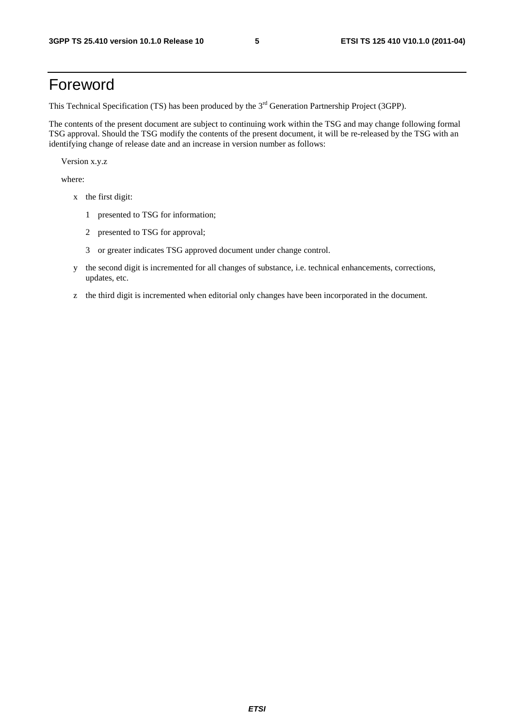# Foreword

This Technical Specification (TS) has been produced by the 3rd Generation Partnership Project (3GPP).

The contents of the present document are subject to continuing work within the TSG and may change following formal TSG approval. Should the TSG modify the contents of the present document, it will be re-released by the TSG with an identifying change of release date and an increase in version number as follows:

Version x.y.z

where:

- x the first digit:
  - 1 presented to TSG for information;
  - 2 presented to TSG for approval;
  - 3 or greater indicates TSG approved document under change control.
- y the second digit is incremented for all changes of substance, i.e. technical enhancements, corrections, updates, etc.
- z the third digit is incremented when editorial only changes have been incorporated in the document.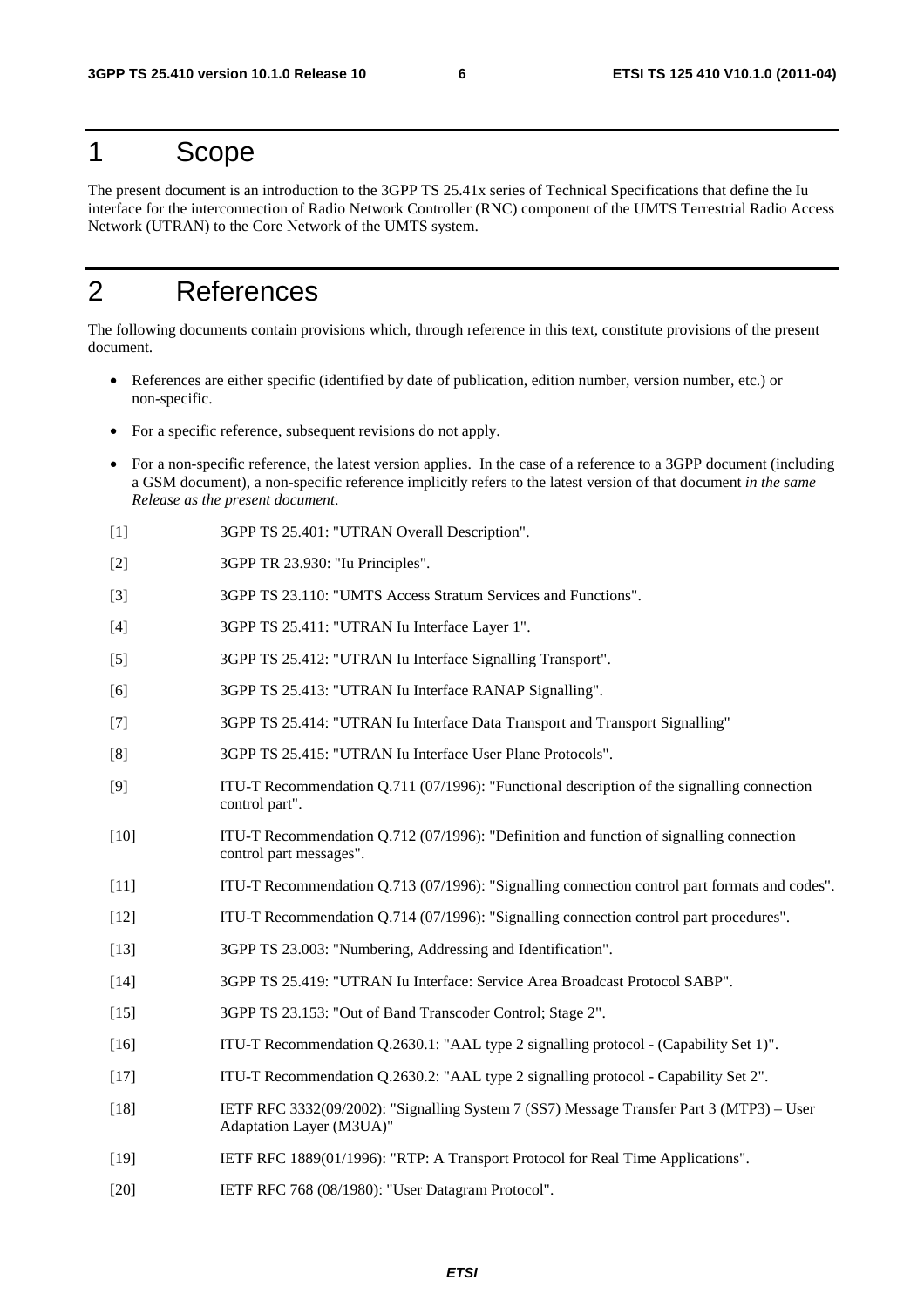# 1 Scope

The present document is an introduction to the 3GPP TS 25.41x series of Technical Specifications that define the Iu interface for the interconnection of Radio Network Controller (RNC) component of the UMTS Terrestrial Radio Access Network (UTRAN) to the Core Network of the UMTS system.

# 2 References

The following documents contain provisions which, through reference in this text, constitute provisions of the present document.

- References are either specific (identified by date of publication, edition number, version number, etc.) or non-specific.
- For a specific reference, subsequent revisions do not apply.
- For a non-specific reference, the latest version applies. In the case of a reference to a 3GPP document (including a GSM document), a non-specific reference implicitly refers to the latest version of that document *in the same Release as the present document*.

[1] 3GPP TS 25.401: "UTRAN Overall Description".

[2] 3GPP TR 23.930: "Iu Principles".

[3] 3GPP TS 23.110: "UMTS Access Stratum Services and Functions".

[4] 3GPP TS 25.411: "UTRAN Iu Interface Layer 1".

[5] 3GPP TS 25.412: "UTRAN Iu Interface Signalling Transport".

[6] 3GPP TS 25.413: "UTRAN Iu Interface RANAP Signalling".

[7] 3GPP TS 25.414: "UTRAN Iu Interface Data Transport and Transport Signalling"

[8] 3GPP TS 25.415: "UTRAN Iu Interface User Plane Protocols".

[9] ITU-T Recommendation Q.711 (07/1996): "Functional description of the signalling connection control part".

[10] ITU-T Recommendation Q.712 (07/1996): "Definition and function of signalling connection control part messages".

[11] ITU-T Recommendation Q.713 (07/1996): "Signalling connection control part formats and codes".

[12] ITU-T Recommendation Q.714 (07/1996): "Signalling connection control part procedures".

[13] 3GPP TS 23.003: "Numbering, Addressing and Identification".

[14] 3GPP TS 25.419: "UTRAN Iu Interface: Service Area Broadcast Protocol SABP".

[15] 3GPP TS 23.153: "Out of Band Transcoder Control; Stage 2".

[16] ITU-T Recommendation Q.2630.1: "AAL type 2 signalling protocol - (Capability Set 1)".

[17] ITU-T Recommendation Q.2630.2: "AAL type 2 signalling protocol - Capability Set 2".

[18] IETF RFC 3332(09/2002): "Signalling System 7 (SS7) Message Transfer Part 3 (MTP3) – User Adaptation Layer (M3UA)"

[19] IETF RFC 1889(01/1996): "RTP: A Transport Protocol for Real Time Applications".

[20] IETF RFC 768 (08/1980): "User Datagram Protocol".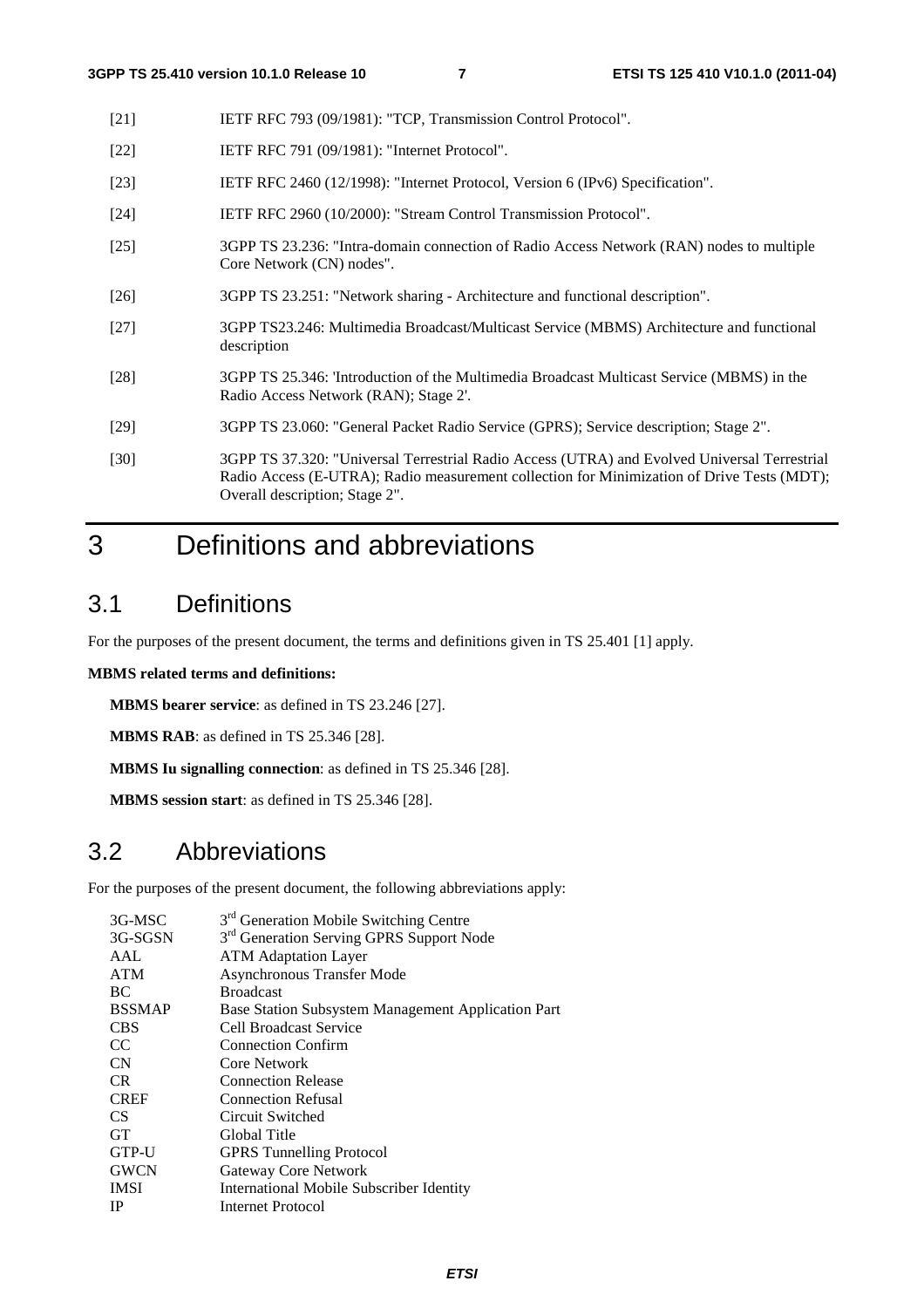[21] IETF RFC 793 (09/1981): "TCP, Transmission Control Protocol".

[22] IETF RFC 791 (09/1981): "Internet Protocol".

[23] IETF RFC 2460 (12/1998): "Internet Protocol, Version 6 (IPv6) Specification".

[24] IETF RFC 2960 (10/2000): "Stream Control Transmission Protocol".

[25] 3GPP TS 23.236: "Intra-domain connection of Radio Access Network (RAN) nodes to multiple Core Network (CN) nodes".

[26] 3GPP TS 23.251: "Network sharing - Architecture and functional description".

[27] 3GPP TS23.246: Multimedia Broadcast/Multicast Service (MBMS) Architecture and functional description

[28] 3GPP TS 25.346: 'Introduction of the Multimedia Broadcast Multicast Service (MBMS) in the Radio Access Network (RAN); Stage 2'.

[29] 3GPP TS 23.060: "General Packet Radio Service (GPRS); Service description; Stage 2".

[30] 3GPP TS 37.320: "Universal Terrestrial Radio Access (UTRA) and Evolved Universal Terrestrial Radio Access (E-UTRA); Radio measurement collection for Minimization of Drive Tests (MDT); Overall description; Stage 2".

# 3 Definitions and abbreviations

## 3.1 Definitions

For the purposes of the present document, the terms and definitions given in TS 25.401 [1] apply.

**MBMS related terms and definitions:**

**MBMS bearer service**: as defined in TS 23.246 [27].

**MBMS RAB**: as defined in TS 25.346 [28].

**MBMS Iu signalling connection**: as defined in TS 25.346 [28].

**MBMS session start**: as defined in TS 25.346 [28].

## 3.2 Abbreviations

For the purposes of the present document, the following abbreviations apply:

| | |
|---|---|
| 3G-MSC | 3rd Generation Mobile Switching Centre |
| 3G-SGSN | 3rd Generation Serving GPRS Support Node |
| AAL | ATM Adaptation Layer |
| ATM | Asynchronous Transfer Mode |
| BC | Broadcast |
| BSSMAP | Base Station Subsystem Management Application Part |
| CBS | Cell Broadcast Service |
| CC | Connection Confirm |
| CN | Core Network |
| CR | Connection Release |
| CREF | Connection Refusal |
| CS | Circuit Switched |
| GT | Global Title |
| GTP-U | GPRS Tunnelling Protocol |
| GWCN | Gateway Core Network |
| IMSI | International Mobile Subscriber Identity |
| IP | Internet Protocol |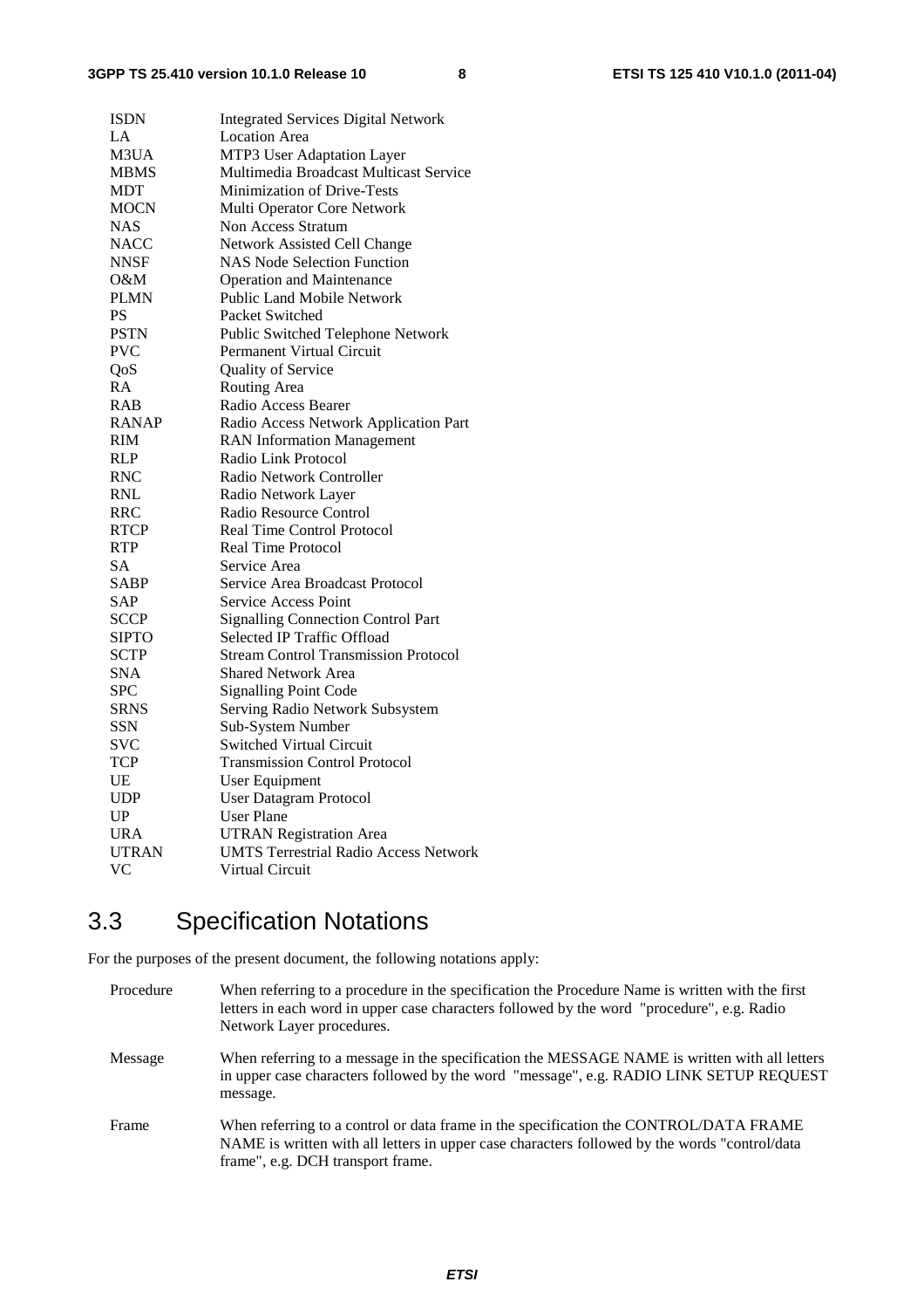| | |
|---|---|
| ISDN | Integrated Services Digital Network |
| LA | Location Area |
| M3UA | MTP3 User Adaptation Layer |
| MBMS | Multimedia Broadcast Multicast Service |
| MDT | Minimization of Drive-Tests |
| MOCN | Multi Operator Core Network |
| NAS | Non Access Stratum |
| NACC | Network Assisted Cell Change |
| NNSF | NAS Node Selection Function |
| O&M | Operation and Maintenance |
| PLMN | Public Land Mobile Network |
| PS | Packet Switched |
| PSTN | Public Switched Telephone Network |
| PVC | Permanent Virtual Circuit |
| QoS | Quality of Service |
| RA | Routing Area |
| RAB | Radio Access Bearer |
| RANAP | Radio Access Network Application Part |
| RIM | RAN Information Management |
| RLP | Radio Link Protocol |
| RNC | Radio Network Controller |
| RNL | Radio Network Layer |
| RRC | Radio Resource Control |
| RTCP | Real Time Control Protocol |
| RTP | Real Time Protocol |
| SA | Service Area |
| SABP | Service Area Broadcast Protocol |
| SAP | Service Access Point |
| SCCP | Signalling Connection Control Part |
| SIPTO | Selected IP Traffic Offload |
| SCTP | Stream Control Transmission Protocol |
| SNA | Shared Network Area |
| SPC | Signalling Point Code |
| SRNS | Serving Radio Network Subsystem |
| SSN | Sub-System Number |
| SVC | Switched Virtual Circuit |
| TCP | Transmission Control Protocol |
| UE | User Equipment |
| UDP | User Datagram Protocol |
| UP | User Plane |
| URA | UTRAN Registration Area |
| UTRAN | UMTS Terrestrial Radio Access Network |
| VC | Virtual Circuit |

## 3.3 Specification Notations

For the purposes of the present document, the following notations apply:

| | |
|---|---|
| Procedure | When referring to a procedure in the specification the Procedure Name is written with the first letters in each word in upper case characters followed by the word "procedure", e.g. Radio Network Layer procedures. |
| Message | When referring to a message in the specification the MESSAGE NAME is written with all letters in upper case characters followed by the word "message", e.g. RADIO LINK SETUP REQUEST message. |
| Frame | When referring to a control or data frame in the specification the CONTROL/DATA FRAME NAME is written with all letters in upper case characters followed by the words "control/data frame", e.g. DCH transport frame. |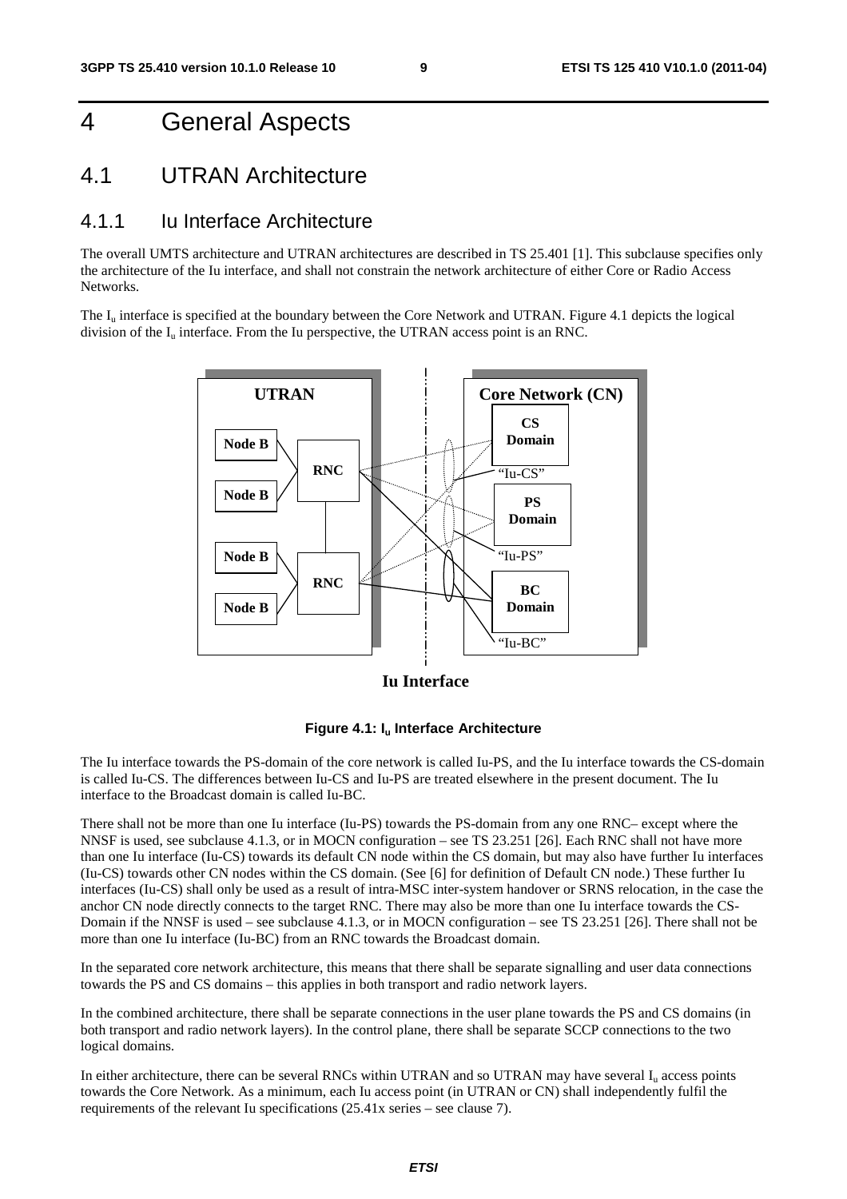# 4 General Aspects

## 4.1 UTRAN Architecture

### 4.1.1 Iu Interface Architecture

The overall UMTS architecture and UTRAN architectures are described in TS 25.401 [1]. This subclause specifies only the architecture of the Iu interface, and shall not constrain the network architecture of either Core or Radio Access Networks.

The $I_u$ interface is specified at the boundary between the Core Network and UTRAN. Figure 4.1 depicts the logical division of the $I_u$ interface. From the Iu perspective, the UTRAN access point is an RNC.

**Figure 4.1: $I_u$ Interface Architecture**

The Iu interface towards the PS-domain of the core network is called Iu-PS, and the Iu interface towards the CS-domain is called Iu-CS. The differences between Iu-CS and Iu-PS are treated elsewhere in the present document. The Iu interface to the Broadcast domain is called Iu-BC.

There shall not be more than one Iu interface (Iu-PS) towards the PS-domain from any one RNC– except where the NNSF is used, see subclause 4.1.3, or in MOCN configuration – see TS 23.251 [26]. Each RNC shall not have more than one Iu interface (Iu-CS) towards its default CN node within the CS domain, but may also have further Iu interfaces (Iu-CS) towards other CN nodes within the CS domain. (See [6] for definition of Default CN node.) These further Iu interfaces (Iu-CS) shall only be used as a result of intra-MSC inter-system handover or SRNS relocation, in the case the anchor CN node directly connects to the target RNC. There may also be more than one Iu interface towards the CS-Domain if the NNSF is used – see subclause 4.1.3, or in MOCN configuration – see TS 23.251 [26]. There shall not be more than one Iu interface (Iu-BC) from an RNC towards the Broadcast domain.

In the separated core network architecture, this means that there shall be separate signalling and user data connections towards the PS and CS domains – this applies in both transport and radio network layers.

In the combined architecture, there shall be separate connections in the user plane towards the PS and CS domains (in both transport and radio network layers). In the control plane, there shall be separate SCCP connections to the two logical domains.

In either architecture, there can be several RNCs within UTRAN and so UTRAN may have several $I_u$ access points towards the Core Network. As a minimum, each Iu access point (in UTRAN or CN) shall independently fulfil the requirements of the relevant Iu specifications (25.41x series – see clause 7).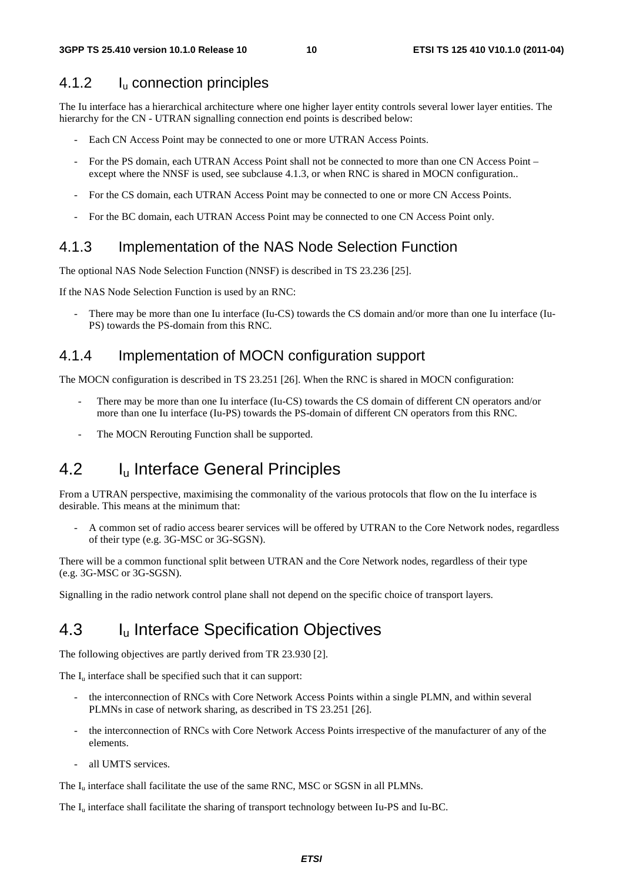### 4.1.2 I$_u$ connection principles

The Iu interface has a hierarchical architecture where one higher layer entity controls several lower layer entities. The hierarchy for the CN - UTRAN signalling connection end points is described below:

- Each CN Access Point may be connected to one or more UTRAN Access Points.
- For the PS domain, each UTRAN Access Point shall not be connected to more than one CN Access Point – except where the NNSF is used, see subclause 4.1.3, or when RNC is shared in MOCN configuration..
- For the CS domain, each UTRAN Access Point may be connected to one or more CN Access Points.
- For the BC domain, each UTRAN Access Point may be connected to one CN Access Point only.

### 4.1.3 Implementation of the NAS Node Selection Function

The optional NAS Node Selection Function (NNSF) is described in TS 23.236 [25].

If the NAS Node Selection Function is used by an RNC:

- There may be more than one Iu interface (Iu-CS) towards the CS domain and/or more than one Iu interface (Iu-PS) towards the PS-domain from this RNC.

### 4.1.4 Implementation of MOCN configuration support

The MOCN configuration is described in TS 23.251 [26]. When the RNC is shared in MOCN configuration:

- There may be more than one Iu interface (Iu-CS) towards the CS domain of different CN operators and/or more than one Iu interface (Iu-PS) towards the PS-domain of different CN operators from this RNC.
- The MOCN Rerouting Function shall be supported.

## 4.2 I$_u$ Interface General Principles

From a UTRAN perspective, maximising the commonality of the various protocols that flow on the Iu interface is desirable. This means at the minimum that:

- A common set of radio access bearer services will be offered by UTRAN to the Core Network nodes, regardless of their type (e.g. 3G-MSC or 3G-SGSN).

There will be a common functional split between UTRAN and the Core Network nodes, regardless of their type (e.g. 3G-MSC or 3G-SGSN).

Signalling in the radio network control plane shall not depend on the specific choice of transport layers.

## 4.3 I$_u$ Interface Specification Objectives

The following objectives are partly derived from TR 23.930 [2].

The I$_u$ interface shall be specified such that it can support:

- the interconnection of RNCs with Core Network Access Points within a single PLMN, and within several PLMNs in case of network sharing, as described in TS 23.251 [26].
- the interconnection of RNCs with Core Network Access Points irrespective of the manufacturer of any of the elements.
- all UMTS services.

The I$_u$ interface shall facilitate the use of the same RNC, MSC or SGSN in all PLMNs.

The I$_u$ interface shall facilitate the sharing of transport technology between Iu-PS and Iu-BC.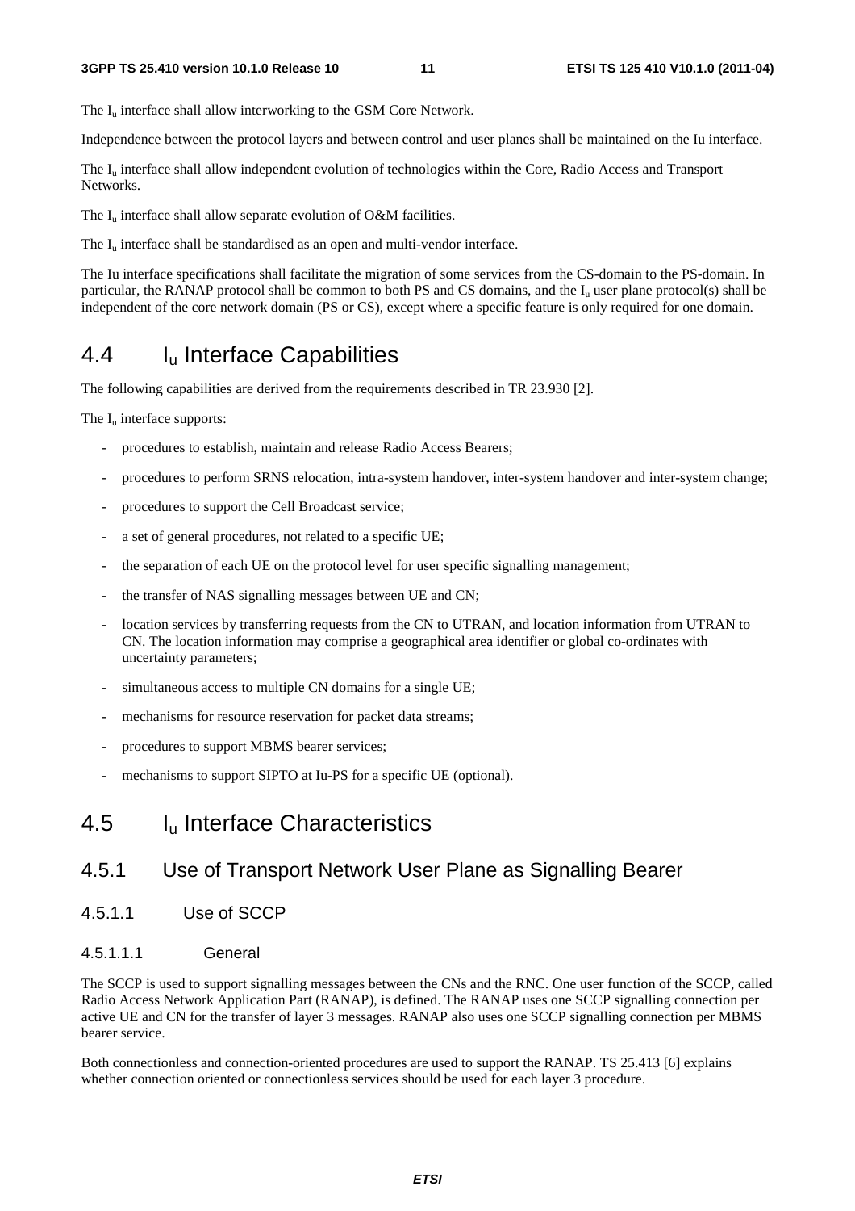The $I_u$ interface shall allow interworking to the GSM Core Network.

Independence between the protocol layers and between control and user planes shall be maintained on the Iu interface.

The $I_u$ interface shall allow independent evolution of technologies within the Core, Radio Access and Transport Networks.

The $I_u$ interface shall allow separate evolution of O&M facilities.

The $I_u$ interface shall be standardised as an open and multi-vendor interface.

The Iu interface specifications shall facilitate the migration of some services from the CS-domain to the PS-domain. In particular, the RANAP protocol shall be common to both PS and CS domains, and the $I_u$ user plane protocol(s) shall be independent of the core network domain (PS or CS), except where a specific feature is only required for one domain.

## 4.4 $I_u$ Interface Capabilities

The following capabilities are derived from the requirements described in TR 23.930 [2].

The $I_u$ interface supports:

- procedures to establish, maintain and release Radio Access Bearers;
- procedures to perform SRNS relocation, intra-system handover, inter-system handover and inter-system change;
- procedures to support the Cell Broadcast service;
- a set of general procedures, not related to a specific UE;
- the separation of each UE on the protocol level for user specific signalling management;
- the transfer of NAS signalling messages between UE and CN;
- location services by transferring requests from the CN to UTRAN, and location information from UTRAN to CN. The location information may comprise a geographical area identifier or global co-ordinates with uncertainty parameters;
- simultaneous access to multiple CN domains for a single UE;
- mechanisms for resource reservation for packet data streams;
- procedures to support MBMS bearer services;
- mechanisms to support SIPTO at Iu-PS for a specific UE (optional).

## 4.5 $I_u$ Interface Characteristics

### 4.5.1 Use of Transport Network User Plane as Signalling Bearer

#### 4.5.1.1 Use of SCCP

##### 4.5.1.1.1 General

The SCCP is used to support signalling messages between the CNs and the RNC. One user function of the SCCP, called Radio Access Network Application Part (RANAP), is defined. The RANAP uses one SCCP signalling connection per active UE and CN for the transfer of layer 3 messages. RANAP also uses one SCCP signalling connection per MBMS bearer service.

Both connectionless and connection-oriented procedures are used to support the RANAP. TS 25.413 [6] explains whether connection oriented or connectionless services should be used for each layer 3 procedure.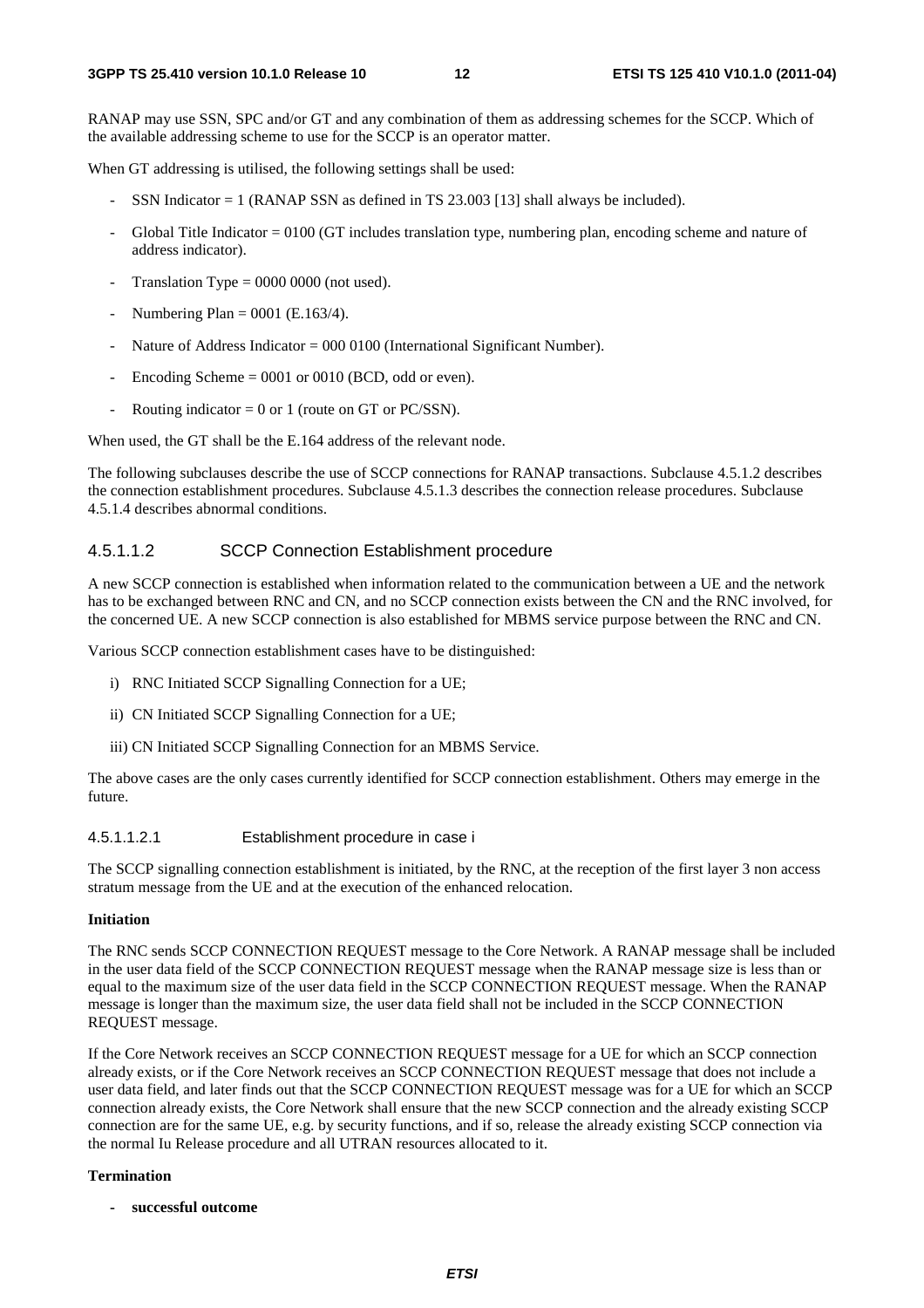RANAP may use SSN, SPC and/or GT and any combination of them as addressing schemes for the SCCP. Which of the available addressing scheme to use for the SCCP is an operator matter.

When GT addressing is utilised, the following settings shall be used:

- SSN Indicator = 1 (RANAP SSN as defined in TS 23.003 [13] shall always be included).
- Global Title Indicator = 0100 (GT includes translation type, numbering plan, encoding scheme and nature of address indicator).
- Translation Type = 0000 0000 (not used).
- Numbering Plan = 0001 (E.163/4).
- Nature of Address Indicator = 000 0100 (International Significant Number).
- Encoding Scheme = 0001 or 0010 (BCD, odd or even).
- Routing indicator = 0 or 1 (route on GT or PC/SSN).

When used, the GT shall be the E.164 address of the relevant node.

The following subclauses describe the use of SCCP connections for RANAP transactions. Subclause 4.5.1.2 describes the connection establishment procedures. Subclause 4.5.1.3 describes the connection release procedures. Subclause 4.5.1.4 describes abnormal conditions.

##### 4.5.1.1.2 SCCP Connection Establishment procedure

A new SCCP connection is established when information related to the communication between a UE and the network has to be exchanged between RNC and CN, and no SCCP connection exists between the CN and the RNC involved, for the concerned UE. A new SCCP connection is also established for MBMS service purpose between the RNC and CN.

Various SCCP connection establishment cases have to be distinguished:

i) RNC Initiated SCCP Signalling Connection for a UE;

ii) CN Initiated SCCP Signalling Connection for a UE;

iii) CN Initiated SCCP Signalling Connection for an MBMS Service.

The above cases are the only cases currently identified for SCCP connection establishment. Others may emerge in the future.

###### 4.5.1.1.2.1 Establishment procedure in case i

The SCCP signalling connection establishment is initiated, by the RNC, at the reception of the first layer 3 non access stratum message from the UE and at the execution of the enhanced relocation.

**Initiation**

The RNC sends SCCP CONNECTION REQUEST message to the Core Network. A RANAP message shall be included in the user data field of the SCCP CONNECTION REQUEST message when the RANAP message size is less than or equal to the maximum size of the user data field in the SCCP CONNECTION REQUEST message. When the RANAP message is longer than the maximum size, the user data field shall not be included in the SCCP CONNECTION REQUEST message.

If the Core Network receives an SCCP CONNECTION REQUEST message for a UE for which an SCCP connection already exists, or if the Core Network receives an SCCP CONNECTION REQUEST message that does not include a user data field, and later finds out that the SCCP CONNECTION REQUEST message was for a UE for which an SCCP connection already exists, the Core Network shall ensure that the new SCCP connection and the already existing SCCP connection are for the same UE, e.g. by security functions, and if so, release the already existing SCCP connection via the normal Iu Release procedure and all UTRAN resources allocated to it.

**Termination**

- **successful outcome**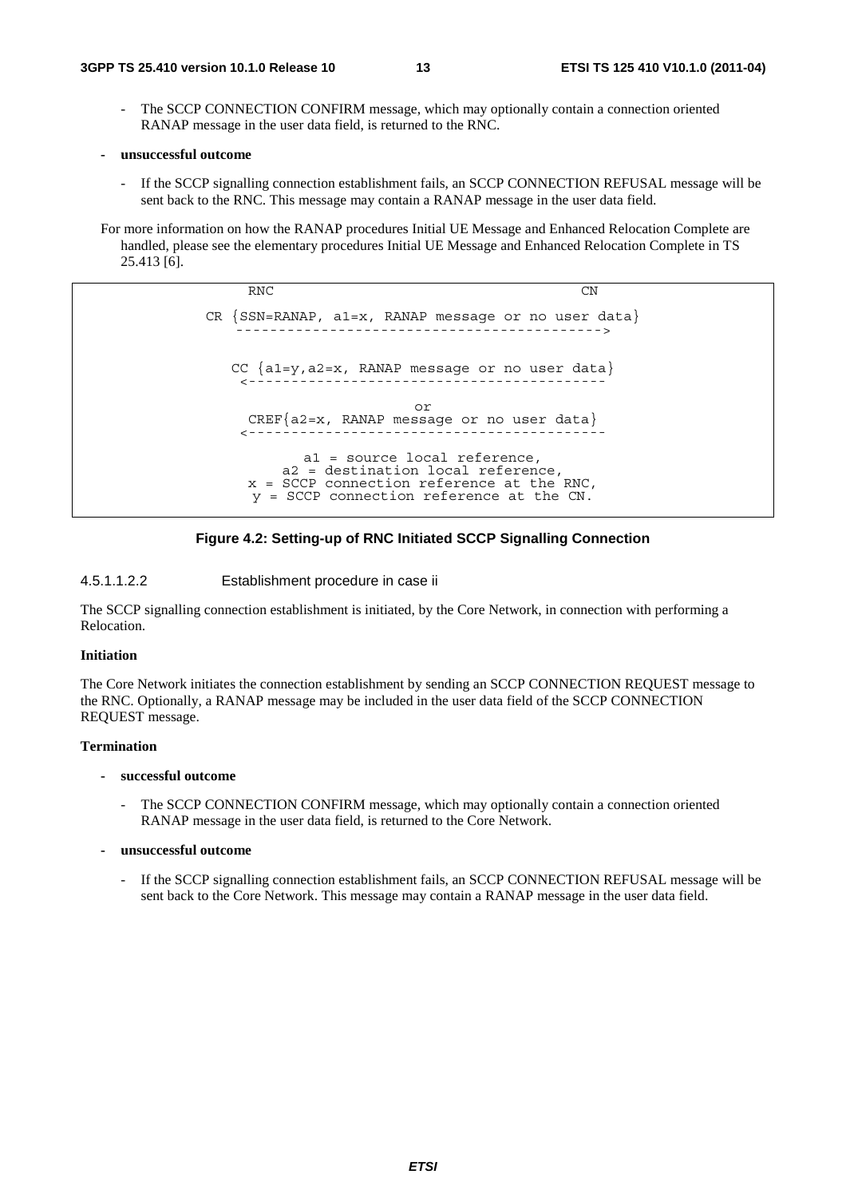- The SCCP CONNECTION CONFIRM message, which may optionally contain a connection oriented RANAP message in the user data field, is returned to the RNC.

- **unsuccessful outcome**

  - If the SCCP signalling connection establishment fails, an SCCP CONNECTION REFUSAL message will be sent back to the RNC. This message may contain a RANAP message in the user data field.

For more information on how the RANAP procedures Initial UE Message and Enhanced Relocation Complete are handled, please see the elementary procedures Initial UE Message and Enhanced Relocation Complete in TS 25.413 [6].

```
        RNC                                        CN

      CR {SSN=RANAP, a1=x, RANAP message or no user data}
         ------------------------------------------->


         CC {a1=y,a2=x, RANAP message or no user data}
         <------------------------------------------

                              or
          CREF{a2=x, RANAP message or no user data}
         <------------------------------------------

                  a1 = source local reference,
               a2 = destination local reference,
           x = SCCP connection reference at the RNC,
            y = SCCP connection reference at the CN.
```

**Figure 4.2: Setting-up of RNC Initiated SCCP Signalling Connection**

#### 4.5.1.1.2.2 Establishment procedure in case ii

The SCCP signalling connection establishment is initiated, by the Core Network, in connection with performing a Relocation.

**Initiation**

The Core Network initiates the connection establishment by sending an SCCP CONNECTION REQUEST message to the RNC. Optionally, a RANAP message may be included in the user data field of the SCCP CONNECTION REQUEST message.

**Termination**

- **successful outcome**

  - The SCCP CONNECTION CONFIRM message, which may optionally contain a connection oriented RANAP message in the user data field, is returned to the Core Network.

- **unsuccessful outcome**

  - If the SCCP signalling connection establishment fails, an SCCP CONNECTION REFUSAL message will be sent back to the Core Network. This message may contain a RANAP message in the user data field.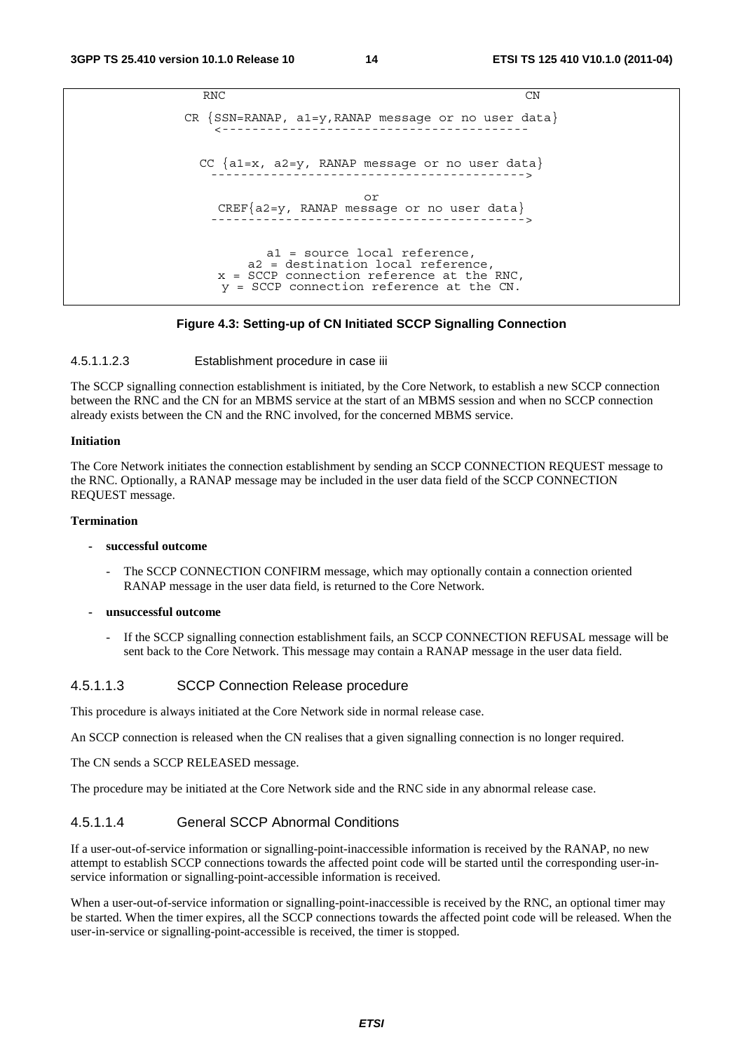```
RNC                                              CN

CR {SSN=RANAP, a1=y,RANAP message or no user data}
   <----------------------------------------

  CC {a1=x, a2=y, RANAP message or no user data}
   ----------------------------------------->

                      or
   CREF{a2=y, RANAP message or no user data}
   ----------------------------------------->

          a1 = source local reference,
       a2 = destination local reference,
   x = SCCP connection reference at the RNC,
    y = SCCP connection reference at the CN.
```

**Figure 4.3: Setting-up of CN Initiated SCCP Signalling Connection**

#### 4.5.1.1.2.3 Establishment procedure in case iii

The SCCP signalling connection establishment is initiated, by the Core Network, to establish a new SCCP connection between the RNC and the CN for an MBMS service at the start of an MBMS session and when no SCCP connection already exists between the CN and the RNC involved, for the concerned MBMS service.

**Initiation**

The Core Network initiates the connection establishment by sending an SCCP CONNECTION REQUEST message to the RNC. Optionally, a RANAP message may be included in the user data field of the SCCP CONNECTION REQUEST message.

**Termination**

- **successful outcome**
  - The SCCP CONNECTION CONFIRM message, which may optionally contain a connection oriented RANAP message in the user data field, is returned to the Core Network.
- **unsuccessful outcome**
  - If the SCCP signalling connection establishment fails, an SCCP CONNECTION REFUSAL message will be sent back to the Core Network. This message may contain a RANAP message in the user data field.

#### 4.5.1.1.3 SCCP Connection Release procedure

This procedure is always initiated at the Core Network side in normal release case.

An SCCP connection is released when the CN realises that a given signalling connection is no longer required.

The CN sends a SCCP RELEASED message.

The procedure may be initiated at the Core Network side and the RNC side in any abnormal release case.

#### 4.5.1.1.4 General SCCP Abnormal Conditions

If a user-out-of-service information or signalling-point-inaccessible information is received by the RANAP, no new attempt to establish SCCP connections towards the affected point code will be started until the corresponding user-in-service information or signalling-point-accessible information is received.

When a user-out-of-service information or signalling-point-inaccessible is received by the RNC, an optional timer may be started. When the timer expires, all the SCCP connections towards the affected point code will be released. When the user-in-service or signalling-point-accessible is received, the timer is stopped.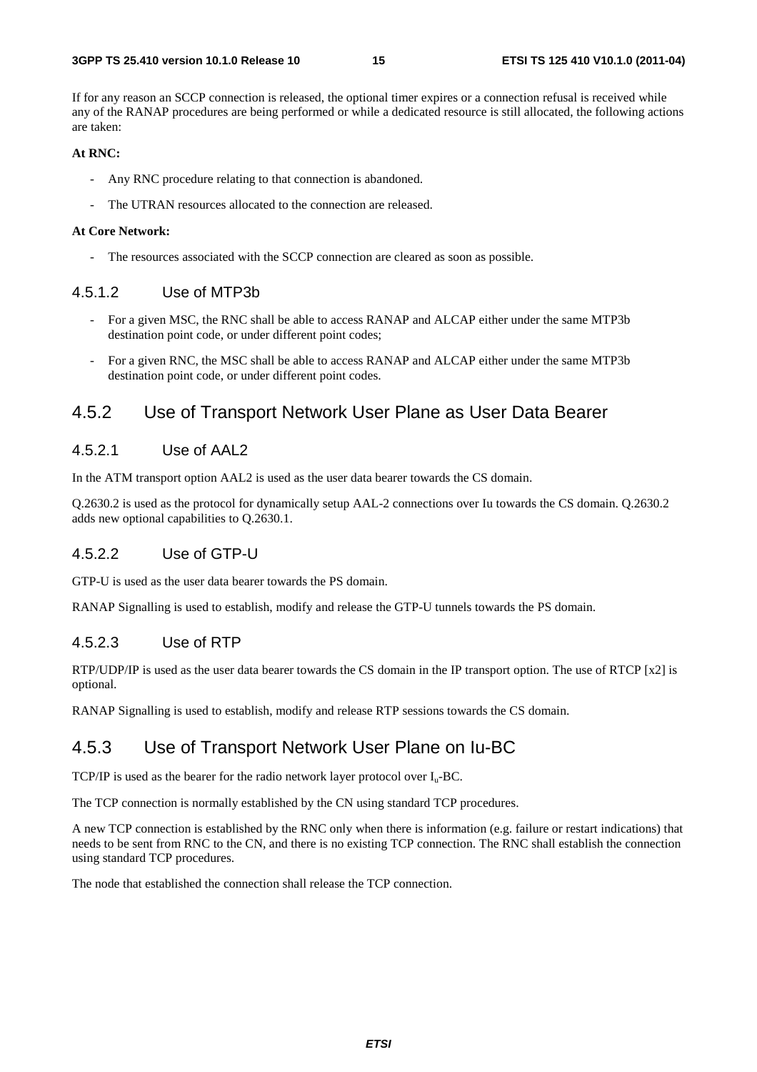If for any reason an SCCP connection is released, the optional timer expires or a connection refusal is received while any of the RANAP procedures are being performed or while a dedicated resource is still allocated, the following actions are taken:

**At RNC:**

- Any RNC procedure relating to that connection is abandoned.
- The UTRAN resources allocated to the connection are released.

**At Core Network:**

- The resources associated with the SCCP connection are cleared as soon as possible.

#### 4.5.1.2 Use of MTP3b

- For a given MSC, the RNC shall be able to access RANAP and ALCAP either under the same MTP3b destination point code, or under different point codes;
- For a given RNC, the MSC shall be able to access RANAP and ALCAP either under the same MTP3b destination point code, or under different point codes.

### 4.5.2 Use of Transport Network User Plane as User Data Bearer

#### 4.5.2.1 Use of AAL2

In the ATM transport option AAL2 is used as the user data bearer towards the CS domain.

Q.2630.2 is used as the protocol for dynamically setup AAL-2 connections over Iu towards the CS domain. Q.2630.2 adds new optional capabilities to Q.2630.1.

#### 4.5.2.2 Use of GTP-U

GTP-U is used as the user data bearer towards the PS domain.

RANAP Signalling is used to establish, modify and release the GTP-U tunnels towards the PS domain.

#### 4.5.2.3 Use of RTP

RTP/UDP/IP is used as the user data bearer towards the CS domain in the IP transport option. The use of RTCP [x2] is optional.

RANAP Signalling is used to establish, modify and release RTP sessions towards the CS domain.

### 4.5.3 Use of Transport Network User Plane on Iu-BC

TCP/IP is used as the bearer for the radio network layer protocol over $I_u$-BC.

The TCP connection is normally established by the CN using standard TCP procedures.

A new TCP connection is established by the RNC only when there is information (e.g. failure or restart indications) that needs to be sent from RNC to the CN, and there is no existing TCP connection. The RNC shall establish the connection using standard TCP procedures.

The node that established the connection shall release the TCP connection.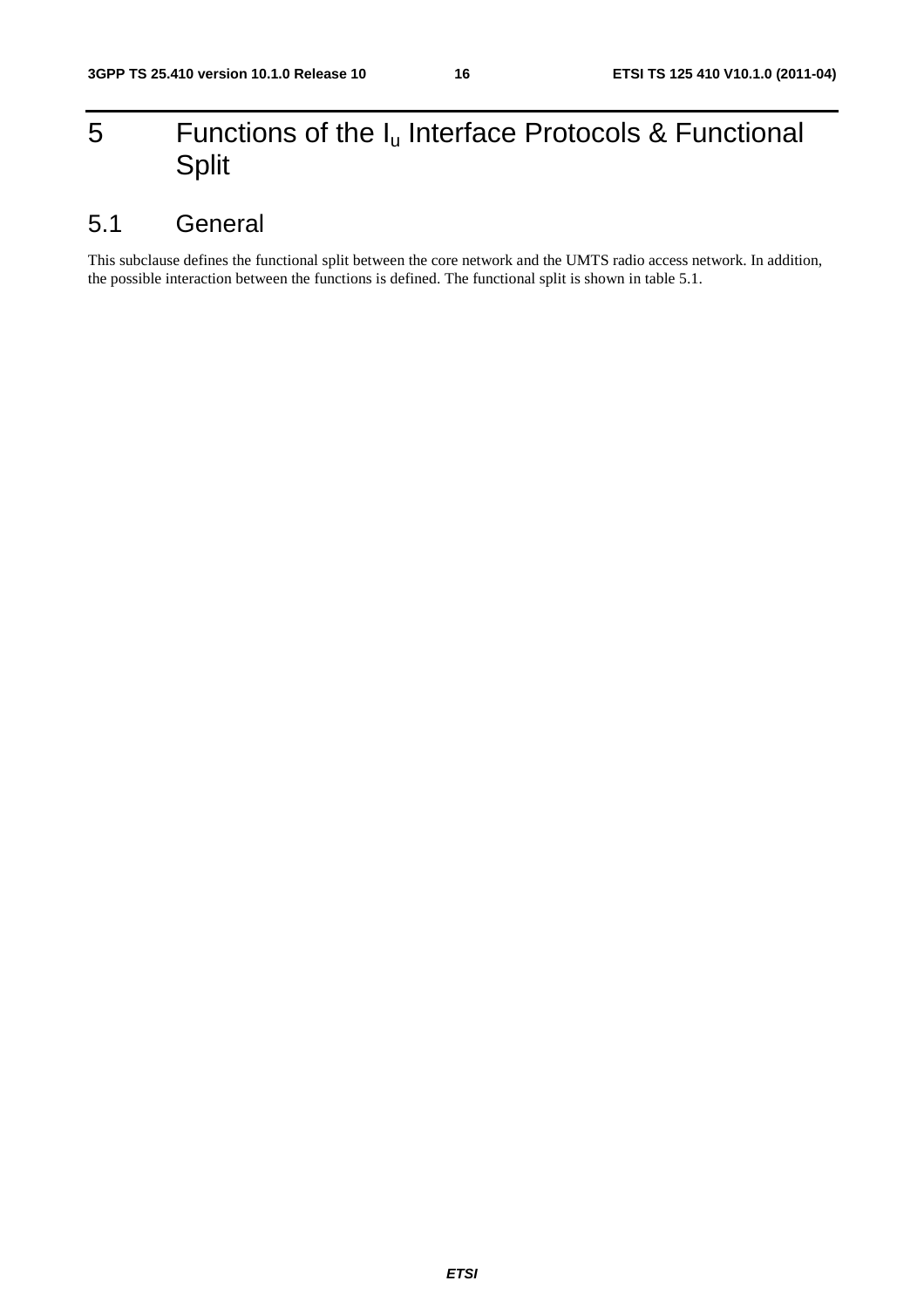# 5 Functions of the $I_u$ Interface Protocols & Functional Split

## 5.1 General

This subclause defines the functional split between the core network and the UMTS radio access network. In addition, the possible interaction between the functions is defined. The functional split is shown in table 5.1.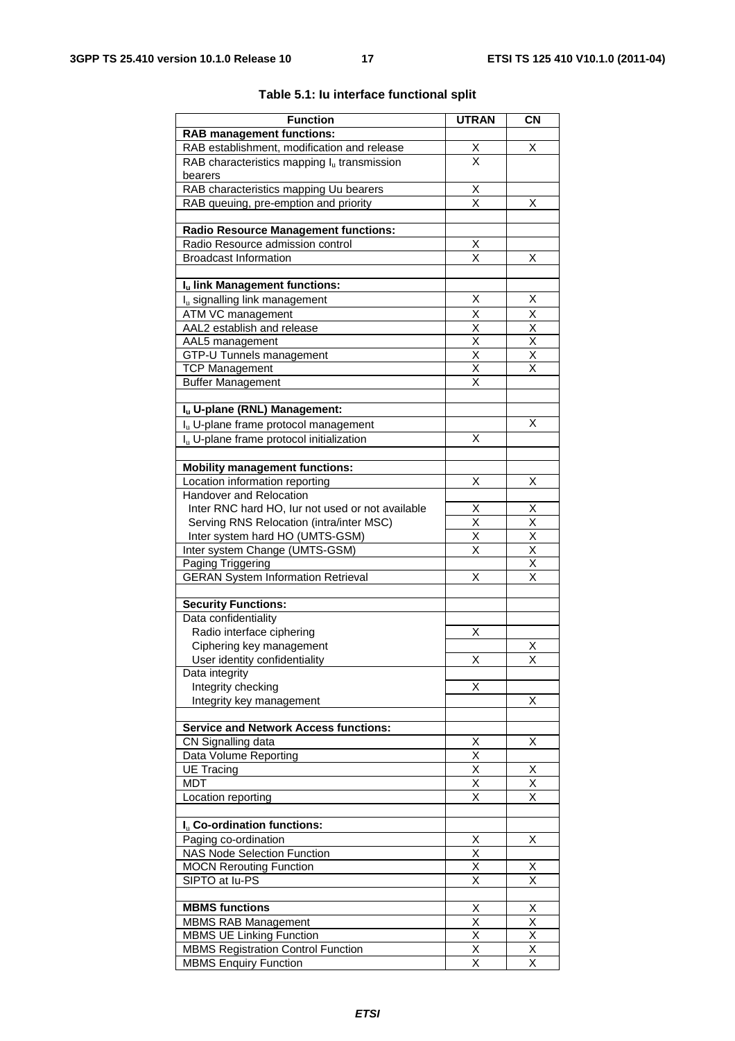**Table 5.1: Iu interface functional split**

| Function | UTRAN | CN |
|---|---|---|
| **RAB management functions:** | | |
| RAB establishment, modification and release | X | X |
| RAB characteristics mapping $I_u$ transmission bearers | X | |
| RAB characteristics mapping Uu bearers | X | |
| RAB queuing, pre-emption and priority | X | X |
| | | |
| **Radio Resource Management functions:** | | |
| Radio Resource admission control | X | |
| Broadcast Information | X | X |
| | | |
| **$I_u$ link Management functions:** | | |
| $I_u$ signalling link management | X | X |
| ATM VC management | X | X |
| AAL2 establish and release | X | X |
| AAL5 management | X | X |
| GTP-U Tunnels management | X | X |
| TCP Management | X | X |
| Buffer Management | X | |
| | | |
| **$I_u$ U-plane (RNL) Management:** | | |
| $I_u$ U-plane frame protocol management | | X |
| $I_u$ U-plane frame protocol initialization | X | |
| | | |
| **Mobility management functions:** | | |
| Location information reporting | X | X |
| Handover and Relocation | | |
| Inter RNC hard HO, Iur not used or not available | X | X |
| Serving RNS Relocation (intra/inter MSC) | X | X |
| Inter system hard HO (UMTS-GSM) | X | X |
| Inter system Change (UMTS-GSM) | X | X |
| Paging Triggering | | X |
| GERAN System Information Retrieval | X | X |
| | | |
| **Security Functions:** | | |
| Data confidentiality | | |
| Radio interface ciphering | X | |
| Ciphering key management | | X |
| User identity confidentiality | X | X |
| Data integrity | | |
| Integrity checking | X | |
| Integrity key management | | X |
| | | |
| **Service and Network Access functions:** | | |
| CN Signalling data | X | X |
| Data Volume Reporting | X | |
| UE Tracing | X | X |
| MDT | X | X |
| Location reporting | X | X |
| | | |
| **$I_u$ Co-ordination functions:** | | |
| Paging co-ordination | X | X |
| NAS Node Selection Function | X | |
| MOCN Rerouting Function | X | X |
| SIPTO at Iu-PS | X | X |
| | | |
| **MBMS functions** | X | X |
| MBMS RAB Management | X | X |
| MBMS UE Linking Function | X | X |
| MBMS Registration Control Function | X | X |
| MBMS Enquiry Function | X | X |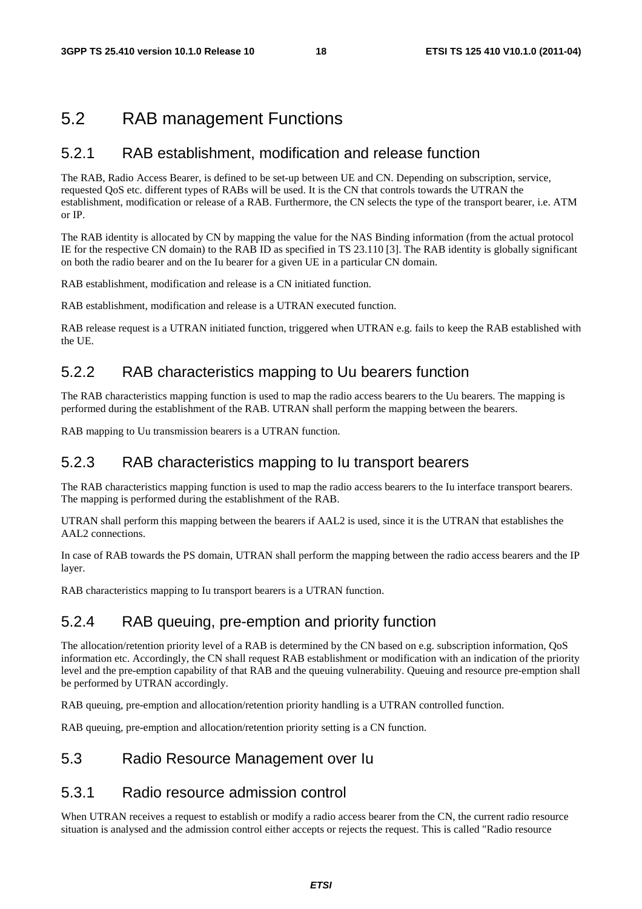## 5.2 RAB management Functions

### 5.2.1 RAB establishment, modification and release function

The RAB, Radio Access Bearer, is defined to be set-up between UE and CN. Depending on subscription, service, requested QoS etc. different types of RABs will be used. It is the CN that controls towards the UTRAN the establishment, modification or release of a RAB. Furthermore, the CN selects the type of the transport bearer, i.e. ATM or IP.

The RAB identity is allocated by CN by mapping the value for the NAS Binding information (from the actual protocol IE for the respective CN domain) to the RAB ID as specified in TS 23.110 [3]. The RAB identity is globally significant on both the radio bearer and on the Iu bearer for a given UE in a particular CN domain.

RAB establishment, modification and release is a CN initiated function.

RAB establishment, modification and release is a UTRAN executed function.

RAB release request is a UTRAN initiated function, triggered when UTRAN e.g. fails to keep the RAB established with the UE.

### 5.2.2 RAB characteristics mapping to Uu bearers function

The RAB characteristics mapping function is used to map the radio access bearers to the Uu bearers. The mapping is performed during the establishment of the RAB. UTRAN shall perform the mapping between the bearers.

RAB mapping to Uu transmission bearers is a UTRAN function.

### 5.2.3 RAB characteristics mapping to Iu transport bearers

The RAB characteristics mapping function is used to map the radio access bearers to the Iu interface transport bearers. The mapping is performed during the establishment of the RAB.

UTRAN shall perform this mapping between the bearers if AAL2 is used, since it is the UTRAN that establishes the AAL2 connections.

In case of RAB towards the PS domain, UTRAN shall perform the mapping between the radio access bearers and the IP layer.

RAB characteristics mapping to Iu transport bearers is a UTRAN function.

### 5.2.4 RAB queuing, pre-emption and priority function

The allocation/retention priority level of a RAB is determined by the CN based on e.g. subscription information, QoS information etc. Accordingly, the CN shall request RAB establishment or modification with an indication of the priority level and the pre-emption capability of that RAB and the queuing vulnerability. Queuing and resource pre-emption shall be performed by UTRAN accordingly.

RAB queuing, pre-emption and allocation/retention priority handling is a UTRAN controlled function.

RAB queuing, pre-emption and allocation/retention priority setting is a CN function.

## 5.3 Radio Resource Management over Iu

### 5.3.1 Radio resource admission control

When UTRAN receives a request to establish or modify a radio access bearer from the CN, the current radio resource situation is analysed and the admission control either accepts or rejects the request. This is called "Radio resource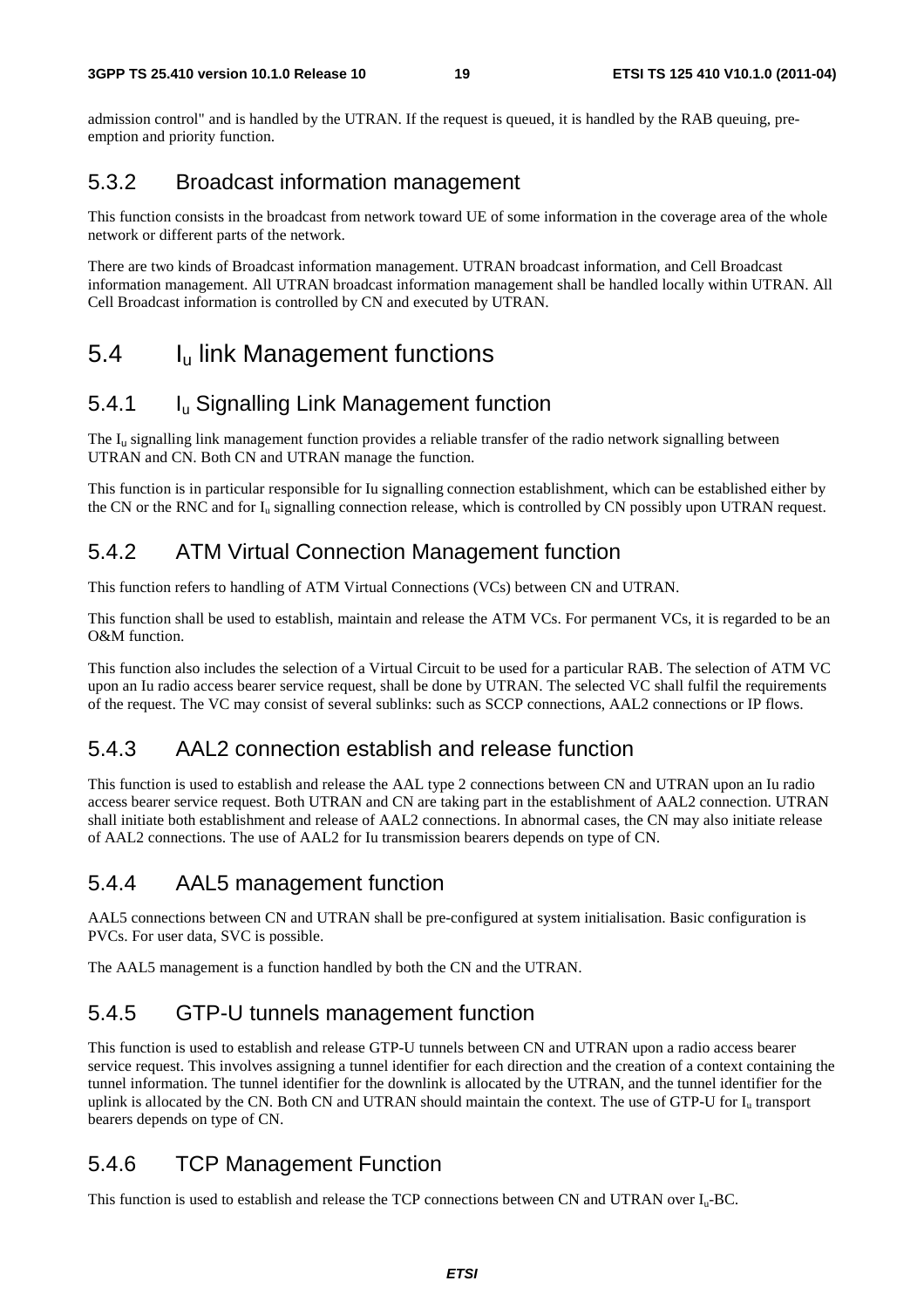admission control" and is handled by the UTRAN. If the request is queued, it is handled by the RAB queuing, pre-emption and priority function.

### 5.3.2 Broadcast information management

This function consists in the broadcast from network toward UE of some information in the coverage area of the whole network or different parts of the network.

There are two kinds of Broadcast information management. UTRAN broadcast information, and Cell Broadcast information management. All UTRAN broadcast information management shall be handled locally within UTRAN. All Cell Broadcast information is controlled by CN and executed by UTRAN.

## 5.4 $I_u$ link Management functions

### 5.4.1 $I_u$ Signalling Link Management function

The $I_u$ signalling link management function provides a reliable transfer of the radio network signalling between UTRAN and CN. Both CN and UTRAN manage the function.

This function is in particular responsible for Iu signalling connection establishment, which can be established either by the CN or the RNC and for $I_u$ signalling connection release, which is controlled by CN possibly upon UTRAN request.

### 5.4.2 ATM Virtual Connection Management function

This function refers to handling of ATM Virtual Connections (VCs) between CN and UTRAN.

This function shall be used to establish, maintain and release the ATM VCs. For permanent VCs, it is regarded to be an O&M function.

This function also includes the selection of a Virtual Circuit to be used for a particular RAB. The selection of ATM VC upon an Iu radio access bearer service request, shall be done by UTRAN. The selected VC shall fulfil the requirements of the request. The VC may consist of several sublinks: such as SCCP connections, AAL2 connections or IP flows.

### 5.4.3 AAL2 connection establish and release function

This function is used to establish and release the AAL type 2 connections between CN and UTRAN upon an Iu radio access bearer service request. Both UTRAN and CN are taking part in the establishment of AAL2 connection. UTRAN shall initiate both establishment and release of AAL2 connections. In abnormal cases, the CN may also initiate release of AAL2 connections. The use of AAL2 for Iu transmission bearers depends on type of CN.

### 5.4.4 AAL5 management function

AAL5 connections between CN and UTRAN shall be pre-configured at system initialisation. Basic configuration is PVCs. For user data, SVC is possible.

The AAL5 management is a function handled by both the CN and the UTRAN.

### 5.4.5 GTP-U tunnels management function

This function is used to establish and release GTP-U tunnels between CN and UTRAN upon a radio access bearer service request. This involves assigning a tunnel identifier for each direction and the creation of a context containing the tunnel information. The tunnel identifier for the downlink is allocated by the UTRAN, and the tunnel identifier for the uplink is allocated by the CN. Both CN and UTRAN should maintain the context. The use of GTP-U for $I_u$ transport bearers depends on type of CN.

### 5.4.6 TCP Management Function

This function is used to establish and release the TCP connections between CN and UTRAN over $I_u$-BC.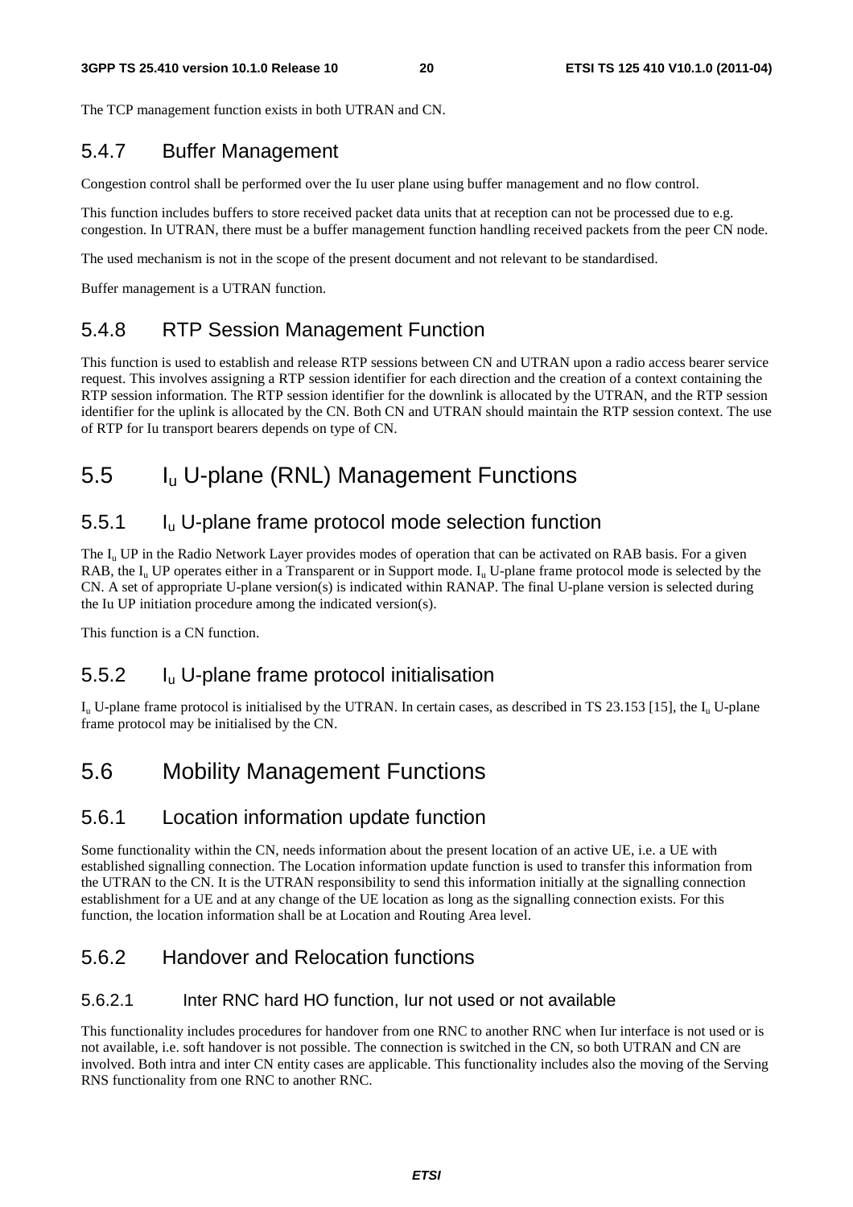The TCP management function exists in both UTRAN and CN.

### 5.4.7 Buffer Management

Congestion control shall be performed over the Iu user plane using buffer management and no flow control.

This function includes buffers to store received packet data units that at reception can not be processed due to e.g. congestion. In UTRAN, there must be a buffer management function handling received packets from the peer CN node.

The used mechanism is not in the scope of the present document and not relevant to be standardised.

Buffer management is a UTRAN function.

### 5.4.8 RTP Session Management Function

This function is used to establish and release RTP sessions between CN and UTRAN upon a radio access bearer service request. This involves assigning a RTP session identifier for each direction and the creation of a context containing the RTP session information. The RTP session identifier for the downlink is allocated by the UTRAN, and the RTP session identifier for the uplink is allocated by the CN. Both CN and UTRAN should maintain the RTP session context. The use of RTP for Iu transport bearers depends on type of CN.

## 5.5 $I_u$ U-plane (RNL) Management Functions

### 5.5.1 $I_u$ U-plane frame protocol mode selection function

The $I_u$ UP in the Radio Network Layer provides modes of operation that can be activated on RAB basis. For a given RAB, the $I_u$ UP operates either in a Transparent or in Support mode. $I_u$ U-plane frame protocol mode is selected by the CN. A set of appropriate U-plane version(s) is indicated within RANAP. The final U-plane version is selected during the Iu UP initiation procedure among the indicated version(s).

This function is a CN function.

### 5.5.2 $I_u$ U-plane frame protocol initialisation

$I_u$ U-plane frame protocol is initialised by the UTRAN. In certain cases, as described in TS 23.153 [15], the $I_u$ U-plane frame protocol may be initialised by the CN.

## 5.6 Mobility Management Functions

### 5.6.1 Location information update function

Some functionality within the CN, needs information about the present location of an active UE, i.e. a UE with established signalling connection. The Location information update function is used to transfer this information from the UTRAN to the CN. It is the UTRAN responsibility to send this information initially at the signalling connection establishment for a UE and at any change of the UE location as long as the signalling connection exists. For this function, the location information shall be at Location and Routing Area level.

### 5.6.2 Handover and Relocation functions

#### 5.6.2.1 Inter RNC hard HO function, Iur not used or not available

This functionality includes procedures for handover from one RNC to another RNC when Iur interface is not used or is not available, i.e. soft handover is not possible. The connection is switched in the CN, so both UTRAN and CN are involved. Both intra and inter CN entity cases are applicable. This functionality includes also the moving of the Serving RNS functionality from one RNC to another RNC.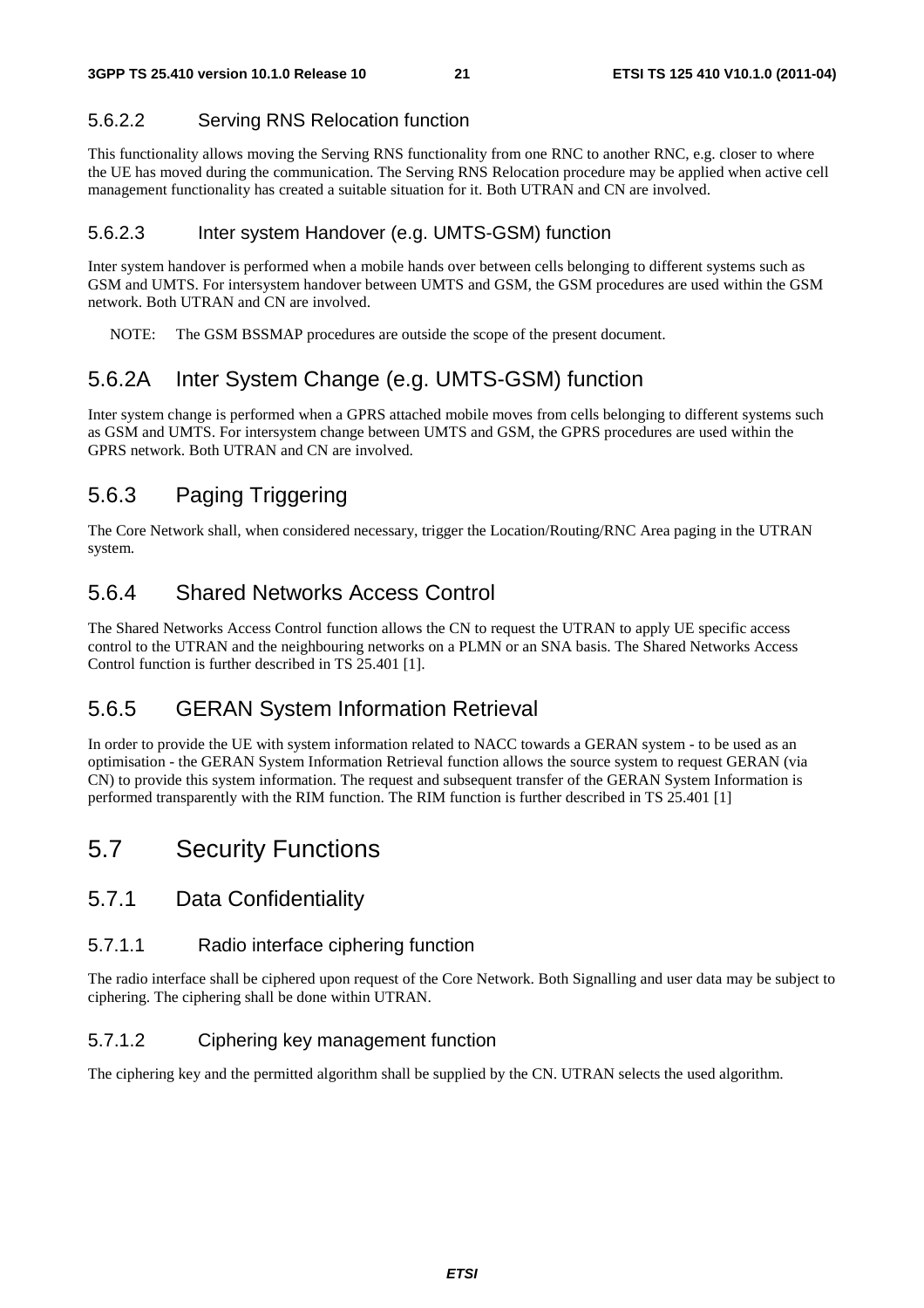#### 5.6.2.2 Serving RNS Relocation function

This functionality allows moving the Serving RNS functionality from one RNC to another RNC, e.g. closer to where the UE has moved during the communication. The Serving RNS Relocation procedure may be applied when active cell management functionality has created a suitable situation for it. Both UTRAN and CN are involved.

#### 5.6.2.3 Inter system Handover (e.g. UMTS-GSM) function

Inter system handover is performed when a mobile hands over between cells belonging to different systems such as GSM and UMTS. For intersystem handover between UMTS and GSM, the GSM procedures are used within the GSM network. Both UTRAN and CN are involved.

NOTE: The GSM BSSMAP procedures are outside the scope of the present document.

### 5.6.2A Inter System Change (e.g. UMTS-GSM) function

Inter system change is performed when a GPRS attached mobile moves from cells belonging to different systems such as GSM and UMTS. For intersystem change between UMTS and GSM, the GPRS procedures are used within the GPRS network. Both UTRAN and CN are involved.

### 5.6.3 Paging Triggering

The Core Network shall, when considered necessary, trigger the Location/Routing/RNC Area paging in the UTRAN system.

### 5.6.4 Shared Networks Access Control

The Shared Networks Access Control function allows the CN to request the UTRAN to apply UE specific access control to the UTRAN and the neighbouring networks on a PLMN or an SNA basis. The Shared Networks Access Control function is further described in TS 25.401 [1].

### 5.6.5 GERAN System Information Retrieval

In order to provide the UE with system information related to NACC towards a GERAN system - to be used as an optimisation - the GERAN System Information Retrieval function allows the source system to request GERAN (via CN) to provide this system information. The request and subsequent transfer of the GERAN System Information is performed transparently with the RIM function. The RIM function is further described in TS 25.401 [1]

## 5.7 Security Functions

### 5.7.1 Data Confidentiality

#### 5.7.1.1 Radio interface ciphering function

The radio interface shall be ciphered upon request of the Core Network. Both Signalling and user data may be subject to ciphering. The ciphering shall be done within UTRAN.

#### 5.7.1.2 Ciphering key management function

The ciphering key and the permitted algorithm shall be supplied by the CN. UTRAN selects the used algorithm.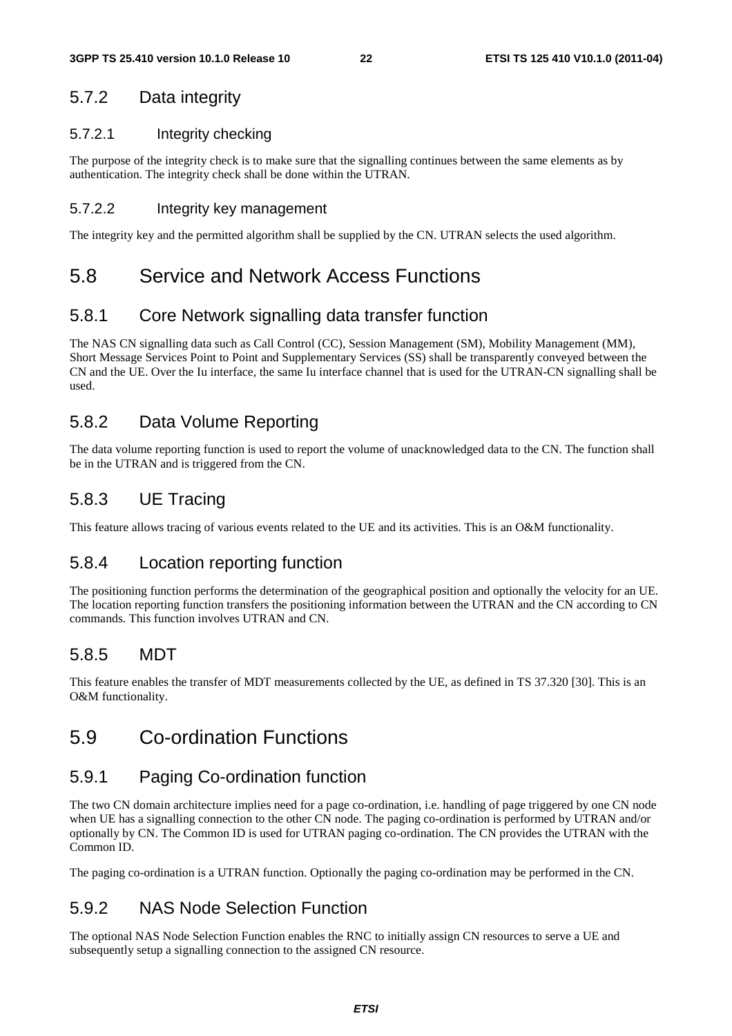### 5.7.2 Data integrity

#### 5.7.2.1 Integrity checking

The purpose of the integrity check is to make sure that the signalling continues between the same elements as by authentication. The integrity check shall be done within the UTRAN.

#### 5.7.2.2 Integrity key management

The integrity key and the permitted algorithm shall be supplied by the CN. UTRAN selects the used algorithm.

## 5.8 Service and Network Access Functions

### 5.8.1 Core Network signalling data transfer function

The NAS CN signalling data such as Call Control (CC), Session Management (SM), Mobility Management (MM), Short Message Services Point to Point and Supplementary Services (SS) shall be transparently conveyed between the CN and the UE. Over the Iu interface, the same Iu interface channel that is used for the UTRAN-CN signalling shall be used.

### 5.8.2 Data Volume Reporting

The data volume reporting function is used to report the volume of unacknowledged data to the CN. The function shall be in the UTRAN and is triggered from the CN.

### 5.8.3 UE Tracing

This feature allows tracing of various events related to the UE and its activities. This is an O&M functionality.

### 5.8.4 Location reporting function

The positioning function performs the determination of the geographical position and optionally the velocity for an UE. The location reporting function transfers the positioning information between the UTRAN and the CN according to CN commands. This function involves UTRAN and CN.

### 5.8.5 MDT

This feature enables the transfer of MDT measurements collected by the UE, as defined in TS 37.320 [30]. This is an O&M functionality.

## 5.9 Co-ordination Functions

### 5.9.1 Paging Co-ordination function

The two CN domain architecture implies need for a page co-ordination, i.e. handling of page triggered by one CN node when UE has a signalling connection to the other CN node. The paging co-ordination is performed by UTRAN and/or optionally by CN. The Common ID is used for UTRAN paging co-ordination. The CN provides the UTRAN with the Common ID.

The paging co-ordination is a UTRAN function. Optionally the paging co-ordination may be performed in the CN.

### 5.9.2 NAS Node Selection Function

The optional NAS Node Selection Function enables the RNC to initially assign CN resources to serve a UE and subsequently setup a signalling connection to the assigned CN resource.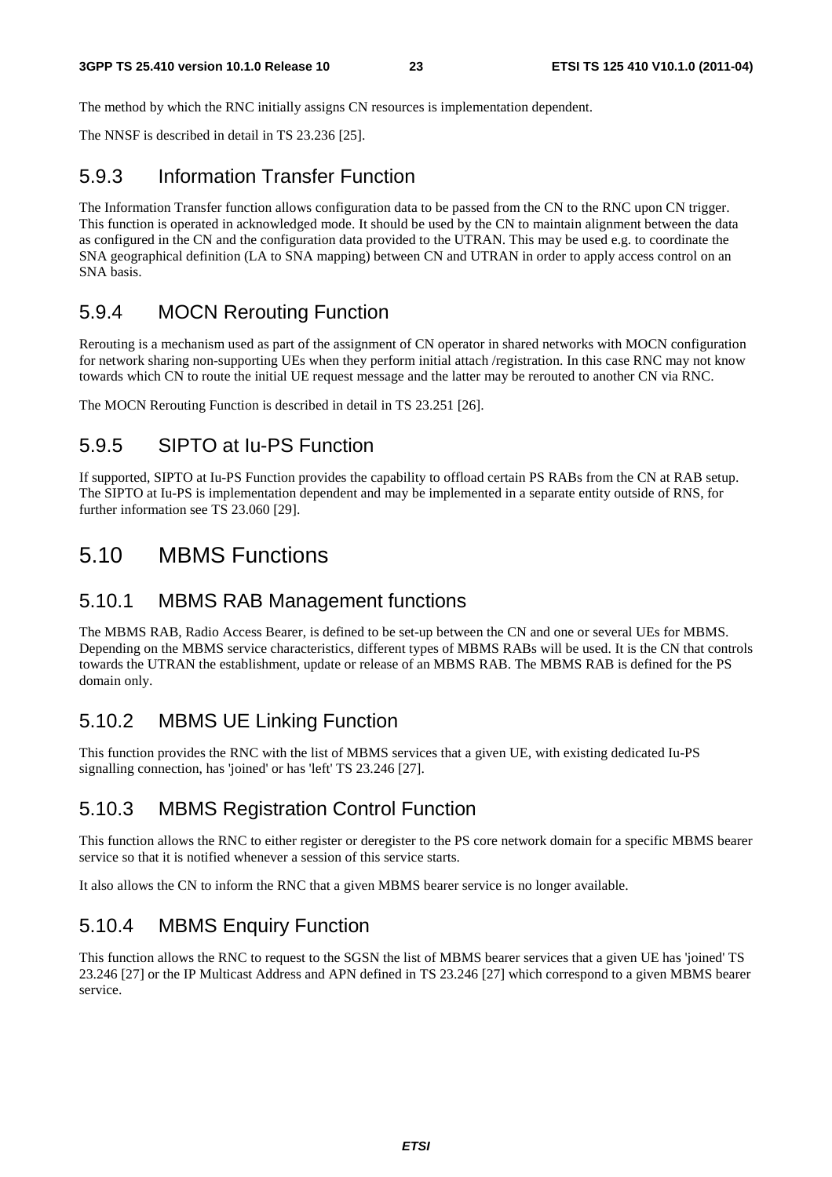The method by which the RNC initially assigns CN resources is implementation dependent.

The NNSF is described in detail in TS 23.236 [25].

### 5.9.3 Information Transfer Function

The Information Transfer function allows configuration data to be passed from the CN to the RNC upon CN trigger. This function is operated in acknowledged mode. It should be used by the CN to maintain alignment between the data as configured in the CN and the configuration data provided to the UTRAN. This may be used e.g. to coordinate the SNA geographical definition (LA to SNA mapping) between CN and UTRAN in order to apply access control on an SNA basis.

### 5.9.4 MOCN Rerouting Function

Rerouting is a mechanism used as part of the assignment of CN operator in shared networks with MOCN configuration for network sharing non-supporting UEs when they perform initial attach /registration. In this case RNC may not know towards which CN to route the initial UE request message and the latter may be rerouted to another CN via RNC.

The MOCN Rerouting Function is described in detail in TS 23.251 [26].

### 5.9.5 SIPTO at Iu-PS Function

If supported, SIPTO at Iu-PS Function provides the capability to offload certain PS RABs from the CN at RAB setup. The SIPTO at Iu-PS is implementation dependent and may be implemented in a separate entity outside of RNS, for further information see TS 23.060 [29].

## 5.10 MBMS Functions

### 5.10.1 MBMS RAB Management functions

The MBMS RAB, Radio Access Bearer, is defined to be set-up between the CN and one or several UEs for MBMS. Depending on the MBMS service characteristics, different types of MBMS RABs will be used. It is the CN that controls towards the UTRAN the establishment, update or release of an MBMS RAB. The MBMS RAB is defined for the PS domain only.

### 5.10.2 MBMS UE Linking Function

This function provides the RNC with the list of MBMS services that a given UE, with existing dedicated Iu-PS signalling connection, has 'joined' or has 'left' TS 23.246 [27].

### 5.10.3 MBMS Registration Control Function

This function allows the RNC to either register or deregister to the PS core network domain for a specific MBMS bearer service so that it is notified whenever a session of this service starts.

It also allows the CN to inform the RNC that a given MBMS bearer service is no longer available.

### 5.10.4 MBMS Enquiry Function

This function allows the RNC to request to the SGSN the list of MBMS bearer services that a given UE has 'joined' TS 23.246 [27] or the IP Multicast Address and APN defined in TS 23.246 [27] which correspond to a given MBMS bearer service.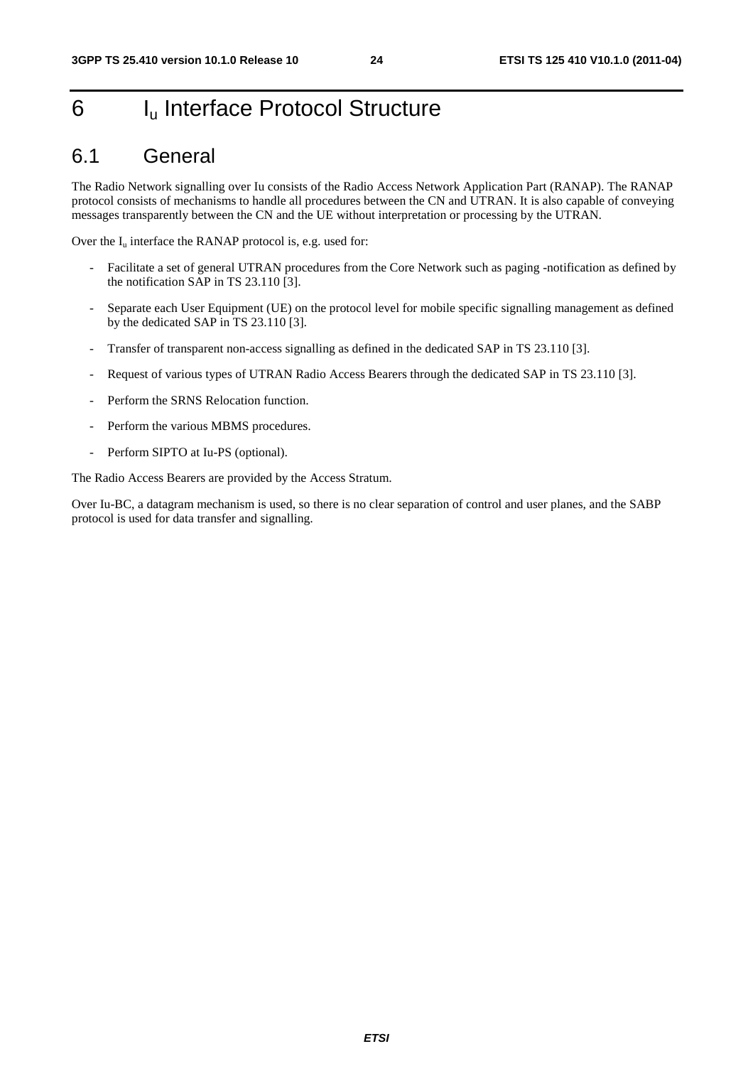# 6 $I_u$ Interface Protocol Structure

## 6.1 General

The Radio Network signalling over Iu consists of the Radio Access Network Application Part (RANAP). The RANAP protocol consists of mechanisms to handle all procedures between the CN and UTRAN. It is also capable of conveying messages transparently between the CN and the UE without interpretation or processing by the UTRAN.

Over the $I_u$ interface the RANAP protocol is, e.g. used for:

- Facilitate a set of general UTRAN procedures from the Core Network such as paging -notification as defined by the notification SAP in TS 23.110 [3].
- Separate each User Equipment (UE) on the protocol level for mobile specific signalling management as defined by the dedicated SAP in TS 23.110 [3].
- Transfer of transparent non-access signalling as defined in the dedicated SAP in TS 23.110 [3].
- Request of various types of UTRAN Radio Access Bearers through the dedicated SAP in TS 23.110 [3].
- Perform the SRNS Relocation function.
- Perform the various MBMS procedures.
- Perform SIPTO at Iu-PS (optional).

The Radio Access Bearers are provided by the Access Stratum.

Over Iu-BC, a datagram mechanism is used, so there is no clear separation of control and user planes, and the SABP protocol is used for data transfer and signalling.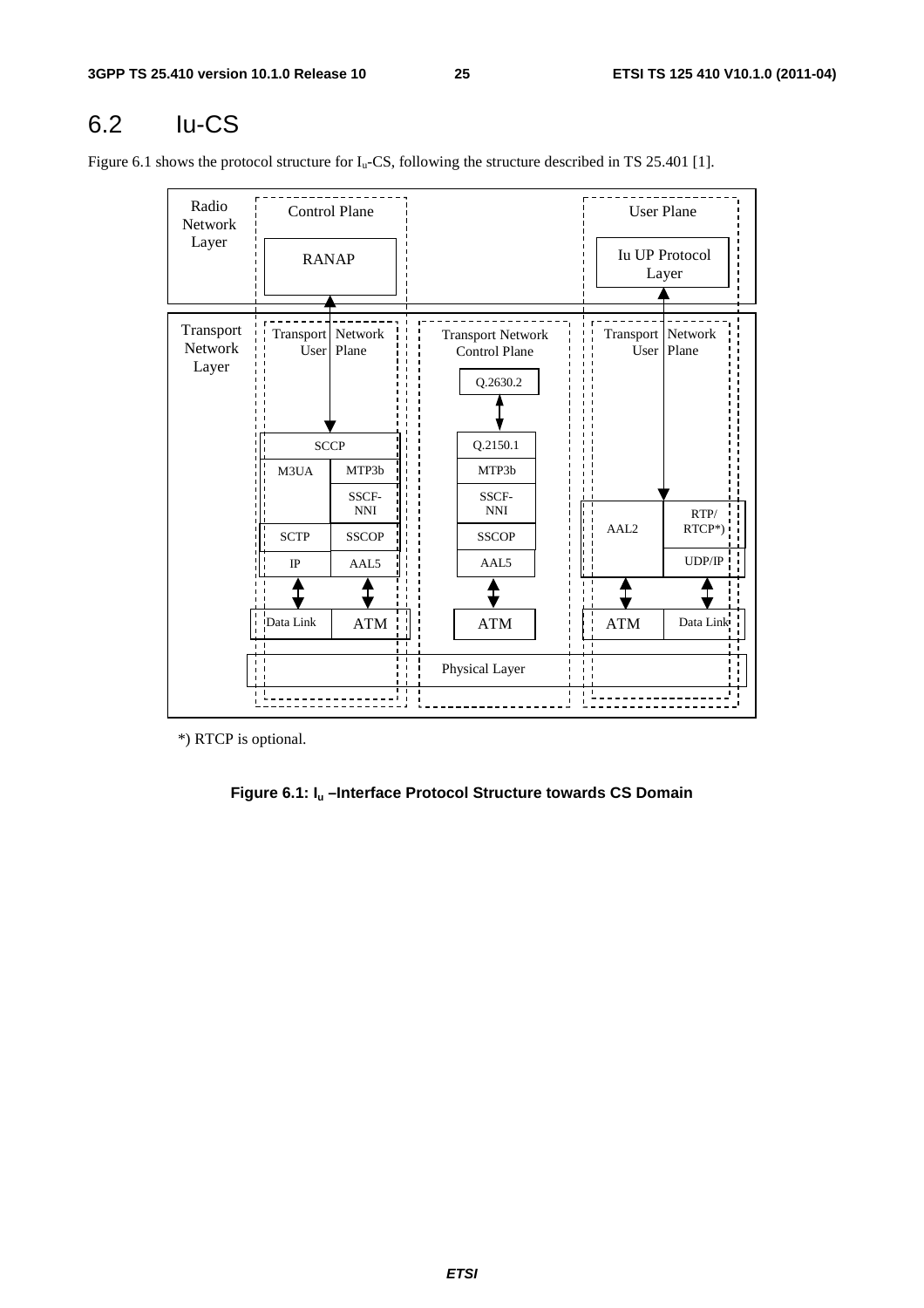## 6.2 Iu-CS

Figure 6.1 shows the protocol structure for $I_u$-CS, following the structure described in TS 25.401 [1].

*) RTCP is optional.

**Figure 6.1: $I_u$ –Interface Protocol Structure towards CS Domain**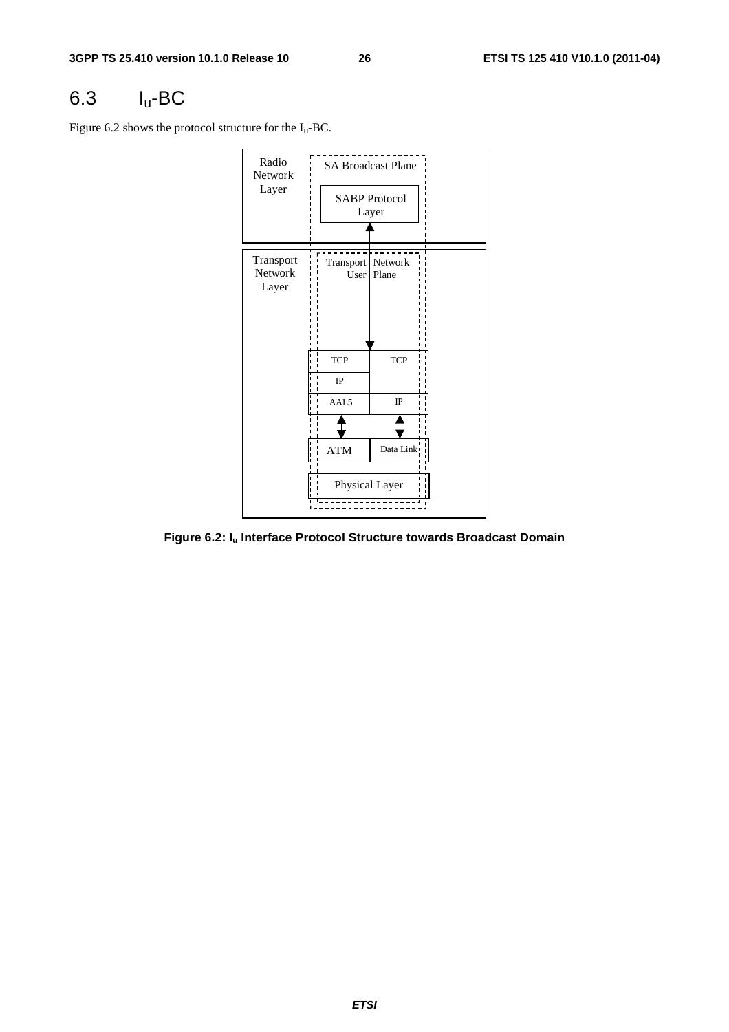## 6.3 $I_u$-BC

Figure 6.2 shows the protocol structure for the $I_u$-BC.

Radio Network Layer

SA Broadcast Plane

SABP Protocol Layer

Transport Network Layer

Transport Network User Plane

| TCP | TCP |
|---|---|
| IP | |
| AAL5 | IP |
| ATM | Data Link |
| Physical Layer | |

**Figure 6.2: $I_u$ Interface Protocol Structure towards Broadcast Domain**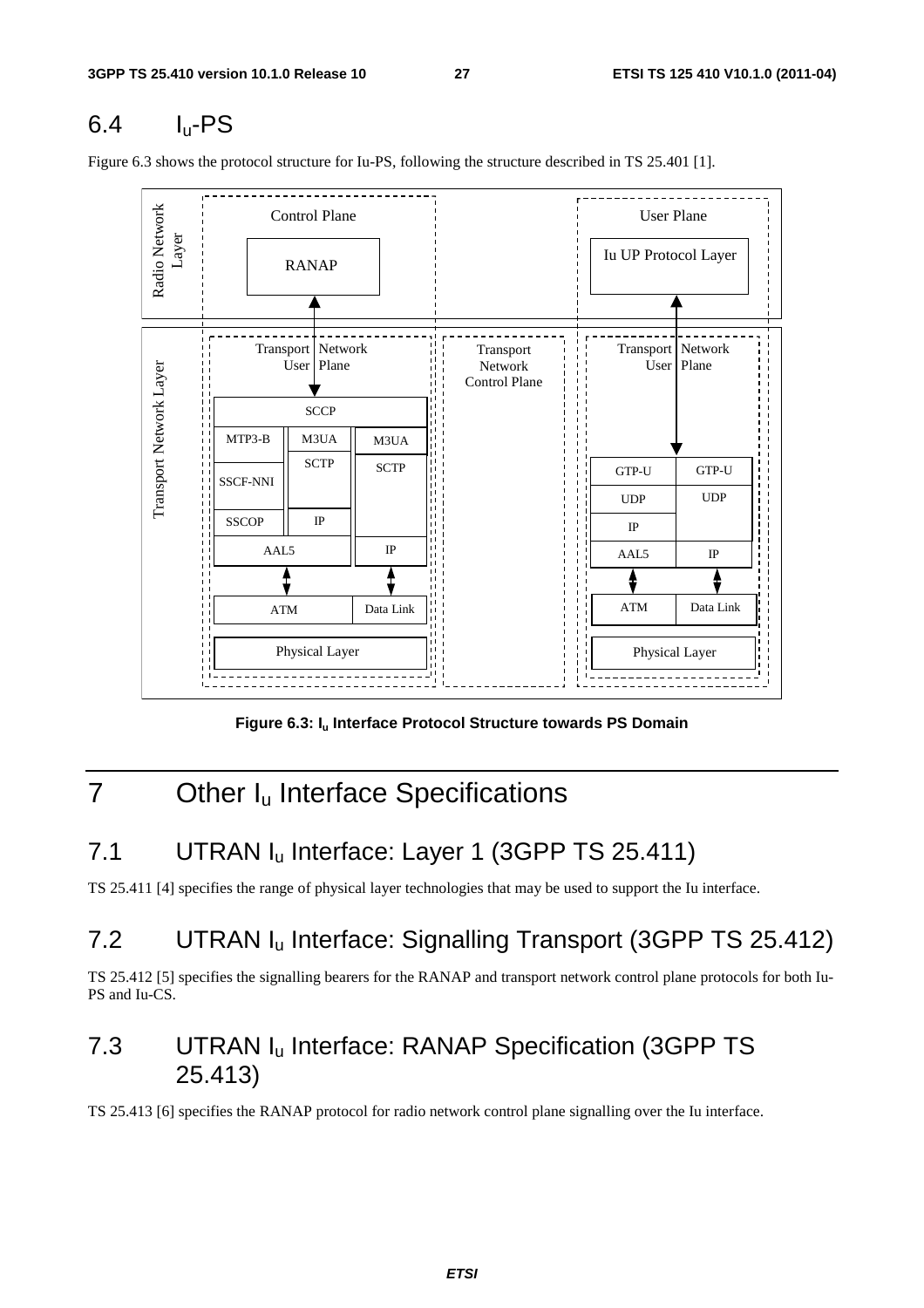## 6.4 $I_u$-PS

Figure 6.3 shows the protocol structure for Iu-PS, following the structure described in TS 25.401 [1].

**Figure 6.3: $I_u$ Interface Protocol Structure towards PS Domain**

# 7 Other $I_u$ Interface Specifications

## 7.1 UTRAN $I_u$ Interface: Layer 1 (3GPP TS 25.411)

TS 25.411 [4] specifies the range of physical layer technologies that may be used to support the Iu interface.

## 7.2 UTRAN $I_u$ Interface: Signalling Transport (3GPP TS 25.412)

TS 25.412 [5] specifies the signalling bearers for the RANAP and transport network control plane protocols for both Iu-PS and Iu-CS.

## 7.3 UTRAN $I_u$ Interface: RANAP Specification (3GPP TS 25.413)

TS 25.413 [6] specifies the RANAP protocol for radio network control plane signalling over the Iu interface.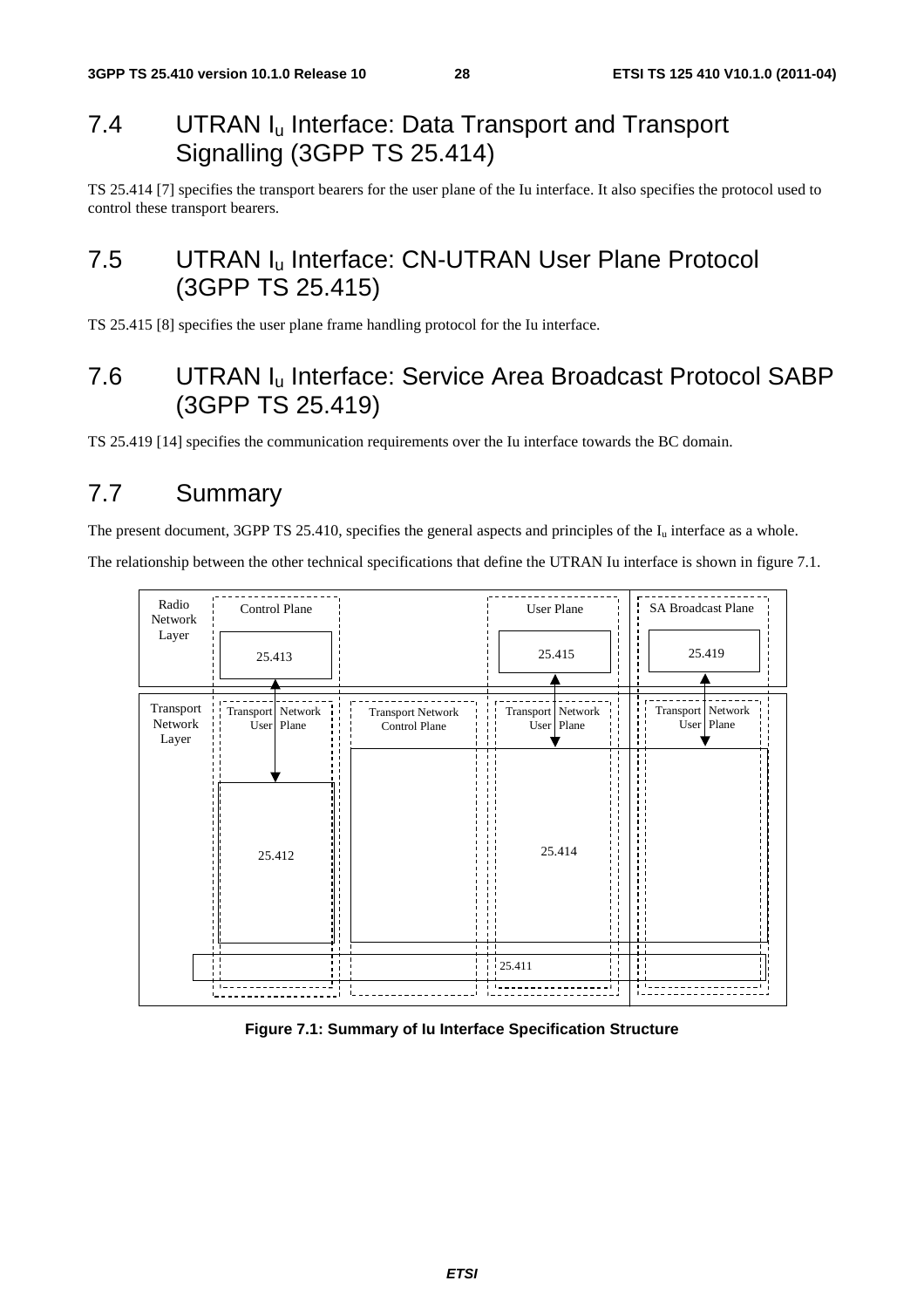## 7.4 UTRAN $I_u$ Interface: Data Transport and Transport Signalling (3GPP TS 25.414)

TS 25.414 [7] specifies the transport bearers for the user plane of the Iu interface. It also specifies the protocol used to control these transport bearers.

## 7.5 UTRAN $I_u$ Interface: CN-UTRAN User Plane Protocol (3GPP TS 25.415)

TS 25.415 [8] specifies the user plane frame handling protocol for the Iu interface.

## 7.6 UTRAN $I_u$ Interface: Service Area Broadcast Protocol SABP (3GPP TS 25.419)

TS 25.419 [14] specifies the communication requirements over the Iu interface towards the BC domain.

## 7.7 Summary

The present document, 3GPP TS 25.410, specifies the general aspects and principles of the $I_u$ interface as a whole.

The relationship between the other technical specifications that define the UTRAN Iu interface is shown in figure 7.1.

Radio Network Layer | Control Plane | 25.413 | User Plane | 25.415 | SA Broadcast Plane | 25.419

Transport Network Layer | Transport Network User Plane | 25.412 | Transport Network Control Plane | Transport Network User Plane | 25.414 | Transport Network User Plane | 25.411

**Figure 7.1: Summary of Iu Interface Specification Structure**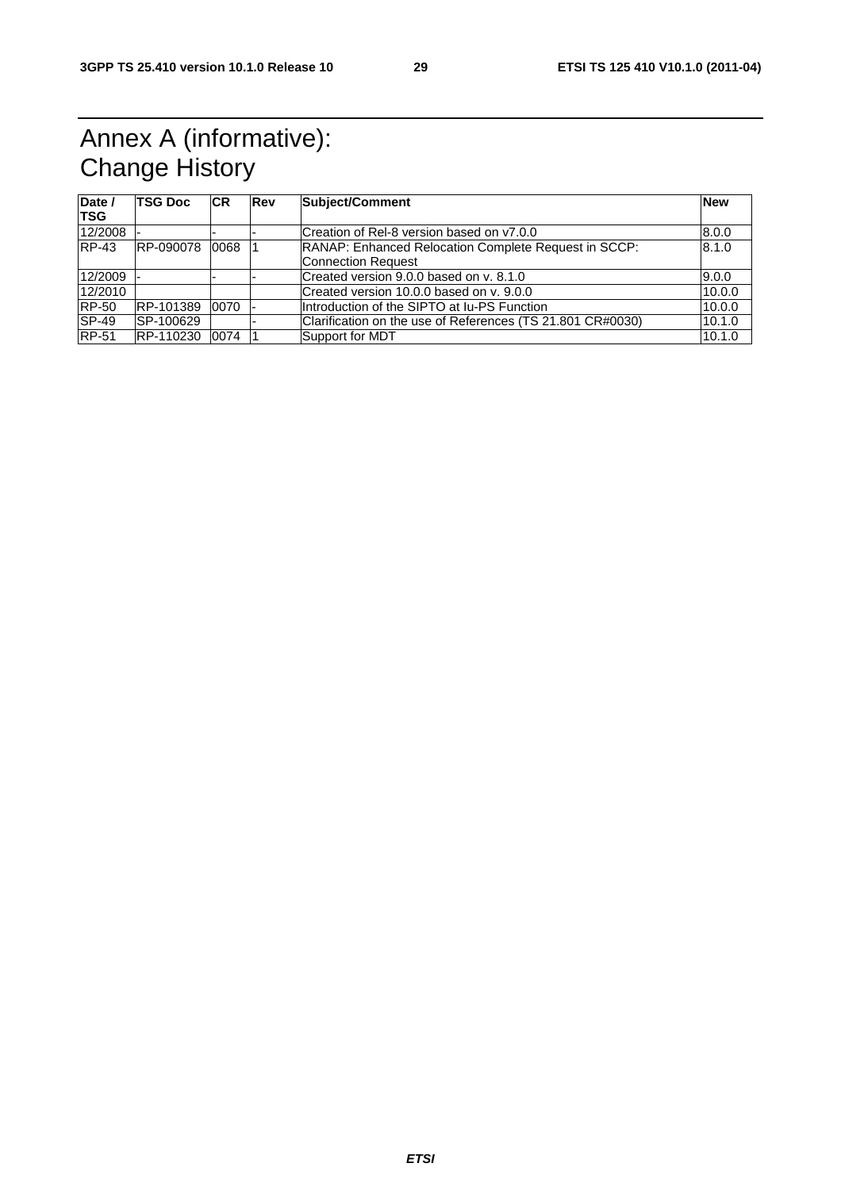# Annex A (informative): Change History

| Date / TSG | TSG Doc | CR | Rev | Subject/Comment | New |
|---|---|---|---|---|---|
| 12/2008 | - | - | - | Creation of Rel-8 version based on v7.0.0 | 8.0.0 |
| RP-43 | RP-090078 | 0068 | 1 | RANAP: Enhanced Relocation Complete Request in SCCP: Connection Request | 8.1.0 |
| 12/2009 | - | - | - | Created version 9.0.0 based on v. 8.1.0 | 9.0.0 |
| 12/2010 | | | | Created version 10.0.0 based on v. 9.0.0 | 10.0.0 |
| RP-50 | RP-101389 | 0070 | - | Introduction of the SIPTO at Iu-PS Function | 10.0.0 |
| SP-49 | SP-100629 | | - | Clarification on the use of References (TS 21.801 CR#0030) | 10.1.0 |
| RP-51 | RP-110230 | 0074 | 1 | Support for MDT | 10.1.0 |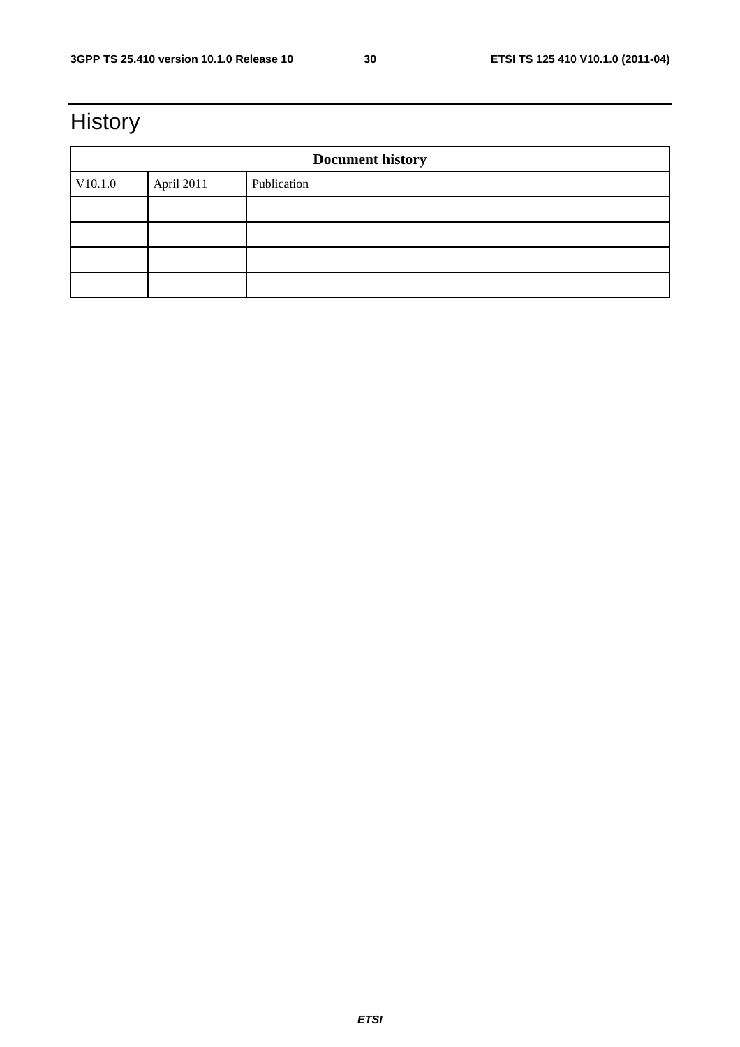# History

| Document history | | |
|---|---|---|
| V10.1.0 | April 2011 | Publication |
| | | |
| | | |
| | | |
| | | |